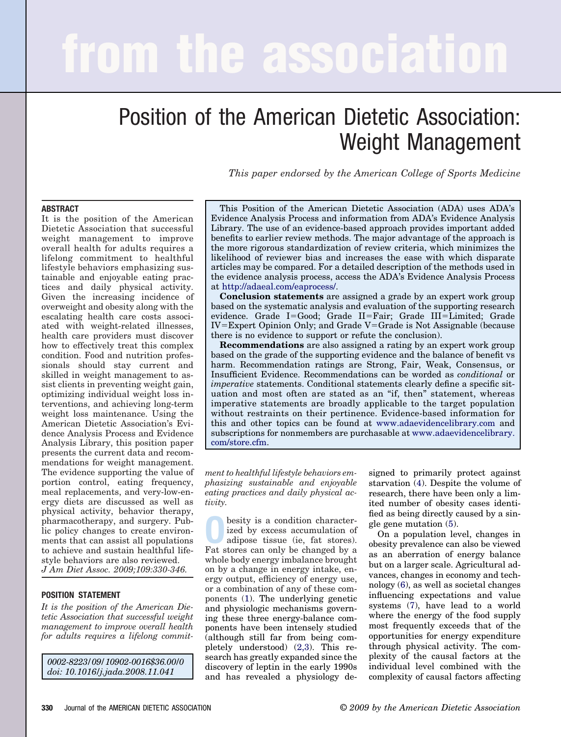# Position of the American Dietetic Association: Weight Management

*This paper endorsed by the American College of Sports Medicine*

## ABSTRACT

It is the position of the American Dietetic Association that successful weight management to improve overall health for adults requires a lifelong commitment to healthful lifestyle behaviors emphasizing sustainable and enjoyable eating practices and daily physical activity. Given the increasing incidence of overweight and obesity along with the escalating health care costs associated with weight-related illnesses, health care providers must discover how to effectively treat this complex condition. Food and nutrition professionals should stay current and skilled in weight management to assist clients in preventing weight gain, optimizing individual weight loss interventions, and achieving long-term weight loss maintenance. Using the American Dietetic Association's Evidence Analysis Process and Evidence Analysis Library, this position paper presents the current data and recommendations for weight management. The evidence supporting the value of portion control, eating frequency, meal replacements, and very-low-energy diets are discussed as well as physical activity, behavior therapy, pharmacotherapy, and surgery. Public policy changes to create environments that can assist all populations to achieve and sustain healthful lifestyle behaviors are also reviewed.

*J Am Diet Assoc. 2009;109:330-346.*

This Position of the American Dietetic Association (ADA) uses ADA's Evidence Analysis Process and information from ADA's Evidence Analysis Library. The use of an evidence-based approach provides important added benefits to earlier review methods. The major advantage of the approach is the more rigorous standardization of review criteria, which minimizes the likelihood of reviewer bias and increases the ease with which disparate articles may be compared. For a detailed description of the methods used in the evidence analysis process, access the ADA's Evidence Analysis Process at http://adaeal.com/eaprocess/.

**Conclusion statements** are assigned a grade by an expert work group based on the systematic analysis and evaluation of the supporting research evidence. Grade I=Good; Grade II=Fair; Grade III=Limited; Grade IV=Expert Opinion Only; and Grade V=Grade is Not Assignable (because there is no evidence to support or refute the conclusion).

**Recommendations** are also assigned a rating by an expert work group based on the grade of the supporting evidence and the balance of benefit vs harm. Recommendation ratings are Strong, Fair, Weak, Consensus, or Insufficient Evidence. Recommendations can be worded as *conditional* or *imperative* statements. Conditional statements clearly define a specific situation and most often are stated as an "if, then" statement, whereas imperative statements are broadly applicable to the target population without restraints on their pertinence. Evidence-based information for this and other topics can be found at www.adaevidencelibrary.com and subscriptions for nonmembers are purchasable at www.adaevidencelibrary.com/store.cfm.

## POSITION STATEMENT

*It is the position of the American Dietetic Association that successful weight management to improve overall health for adults requires a lifelong commitment to healthful lifestyle behaviors emphasizing sustainable and enjoyable eating practices and daily physical activity.*

0002-8223/09/10902-0016$36.00/0
doi: 10.1016/j.jada.2008.11.041

Obesity is a condition characterized by excess accumulation of adipose tissue (ie, fat stores). Fat stores can only be changed by a whole body energy imbalance brought on by a change in energy intake, energy output, efficiency of energy use, or a combination of any of these components (1). The underlying genetic and physiologic mechanisms governing these three energy-balance components have been intensely studied (although still far from being completely understood) (2,3). This research has greatly expanded since the discovery of leptin in the early 1990s and has revealed a physiology designed to primarily protect against starvation (4). Despite the volume of research, there have been only a limited number of obesity cases identified as being directly caused by a single gene mutation (5).

On a population level, changes in obesity prevalence can also be viewed as an aberration of energy balance but on a larger scale. Agricultural advances, changes in economy and technology (6), as well as societal changes influencing expectations and value systems (7), have lead to a world where the energy of the food supply most frequently exceeds that of the opportunities for energy expenditure through physical activity. The complexity of the causal factors at the individual level combined with the complexity of causal factors affecting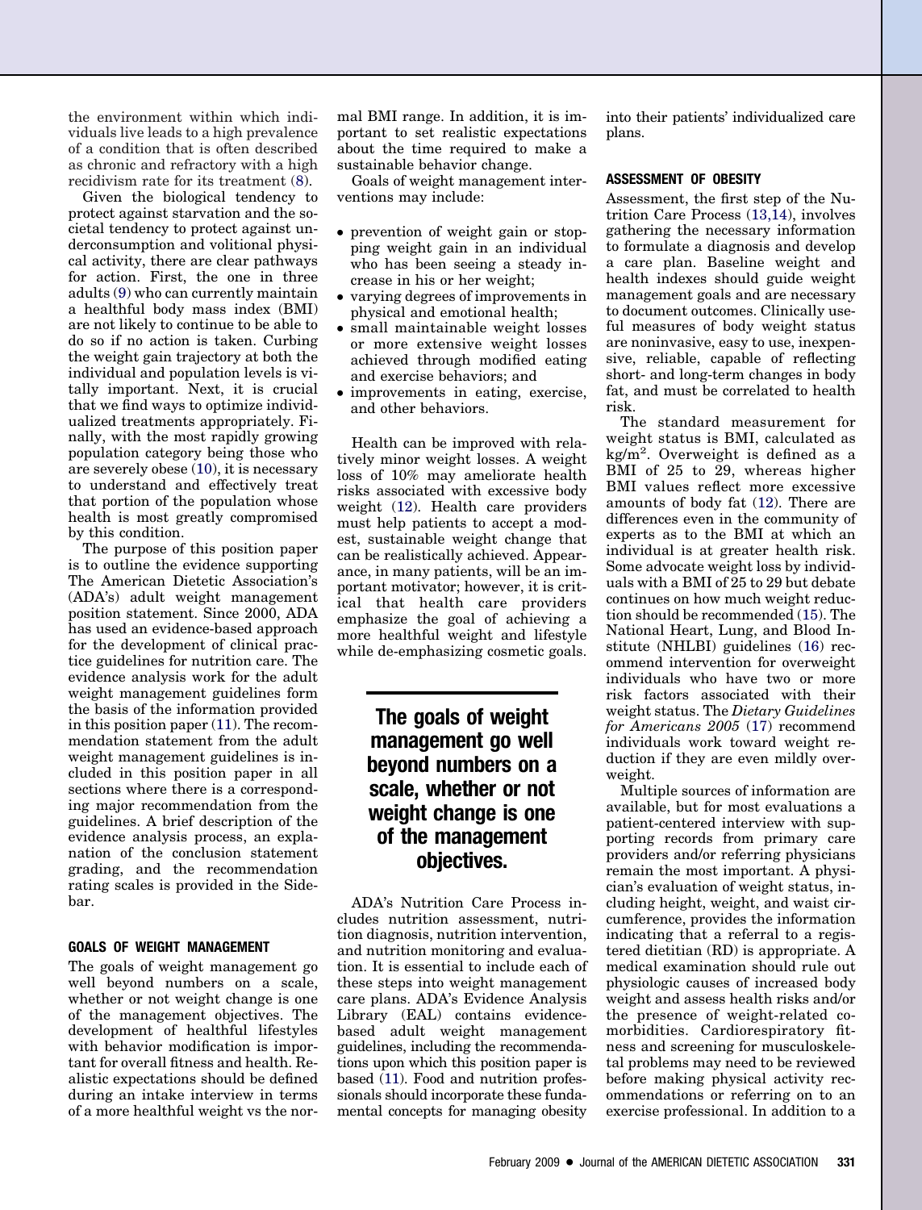the environment within which individuals live leads to a high prevalence of a condition that is often described as chronic and refractory with a high recidivism rate for its treatment (8).

Given the biological tendency to protect against starvation and the societal tendency to protect against underconsumption and volitional physical activity, there are clear pathways for action. First, the one in three adults (9) who can currently maintain a healthful body mass index (BMI) are not likely to continue to be able to do so if no action is taken. Curbing the weight gain trajectory at both the individual and population levels is vitally important. Next, it is crucial that we find ways to optimize individualized treatments appropriately. Finally, with the most rapidly growing population category being those who are severely obese (10), it is necessary to understand and effectively treat that portion of the population whose health is most greatly compromised by this condition.

The purpose of this position paper is to outline the evidence supporting The American Dietetic Association's (ADA's) adult weight management position statement. Since 2000, ADA has used an evidence-based approach for the development of clinical practice guidelines for nutrition care. The evidence analysis work for the adult weight management guidelines form the basis of the information provided in this position paper (11). The recommendation statement from the adult weight management guidelines is included in this position paper in all sections where there is a corresponding major recommendation from the guidelines. A brief description of the evidence analysis process, an explanation of the conclusion statement grading, and the recommendation rating scales is provided in the Sidebar.

## GOALS OF WEIGHT MANAGEMENT

The goals of weight management go well beyond numbers on a scale, whether or not weight change is one of the management objectives. The development of healthful lifestyles with behavior modification is important for overall fitness and health. Realistic expectations should be defined during an intake interview in terms of a more healthful weight vs the normal BMI range. In addition, it is important to set realistic expectations about the time required to make a sustainable behavior change.

Goals of weight management interventions may include:

- prevention of weight gain or stopping weight gain in an individual who has been seeing a steady increase in his or her weight;
- varying degrees of improvements in physical and emotional health;
- small maintainable weight losses or more extensive weight losses achieved through modified eating and exercise behaviors; and
- improvements in eating, exercise, and other behaviors.

Health can be improved with relatively minor weight losses. A weight loss of 10% may ameliorate health risks associated with excessive body weight (12). Health care providers must help patients to accept a modest, sustainable weight change that can be realistically achieved. Appearance, in many patients, will be an important motivator; however, it is critical that health care providers emphasize the goal of achieving a more healthful weight and lifestyle while de-emphasizing cosmetic goals.

**The goals of weight management go well beyond numbers on a scale, whether or not weight change is one of the management objectives.**

ADA's Nutrition Care Process includes nutrition assessment, nutrition diagnosis, nutrition intervention, and nutrition monitoring and evaluation. It is essential to include each of these steps into weight management care plans. ADA's Evidence Analysis Library (EAL) contains evidence-based adult weight management guidelines, including the recommendations upon which this position paper is based (11). Food and nutrition professionals should incorporate these fundamental concepts for managing obesity into their patients' individualized care plans.

## ASSESSMENT OF OBESITY

Assessment, the first step of the Nutrition Care Process (13,14), involves gathering the necessary information to formulate a diagnosis and develop a care plan. Baseline weight and health indexes should guide weight management goals and are necessary to document outcomes. Clinically useful measures of body weight status are noninvasive, easy to use, inexpensive, reliable, capable of reflecting short- and long-term changes in body fat, and must be correlated to health risk.

The standard measurement for weight status is BMI, calculated as $kg/m^2$. Overweight is defined as a BMI of 25 to 29, whereas higher BMI values reflect more excessive amounts of body fat (12). There are differences even in the community of experts as to the BMI at which an individual is at greater health risk. Some advocate weight loss by individuals with a BMI of 25 to 29 but debate continues on how much weight reduction should be recommended (15). The National Heart, Lung, and Blood Institute (NHLBI) guidelines (16) recommend intervention for overweight individuals who have two or more risk factors associated with their weight status. The *Dietary Guidelines for Americans 2005* (17) recommend individuals work toward weight reduction if they are even mildly overweight.

Multiple sources of information are available, but for most evaluations a patient-centered interview with supporting records from primary care providers and/or referring physicians remain the most important. A physician's evaluation of weight status, including height, weight, and waist circumference, provides the information indicating that a referral to a registered dietitian (RD) is appropriate. A medical examination should rule out physiologic causes of increased body weight and assess health risks and/or the presence of weight-related comorbidities. Cardiorespiratory fitness and screening for musculoskeletal problems may need to be reviewed before making physical activity recommendations or referring on to an exercise professional. In addition to a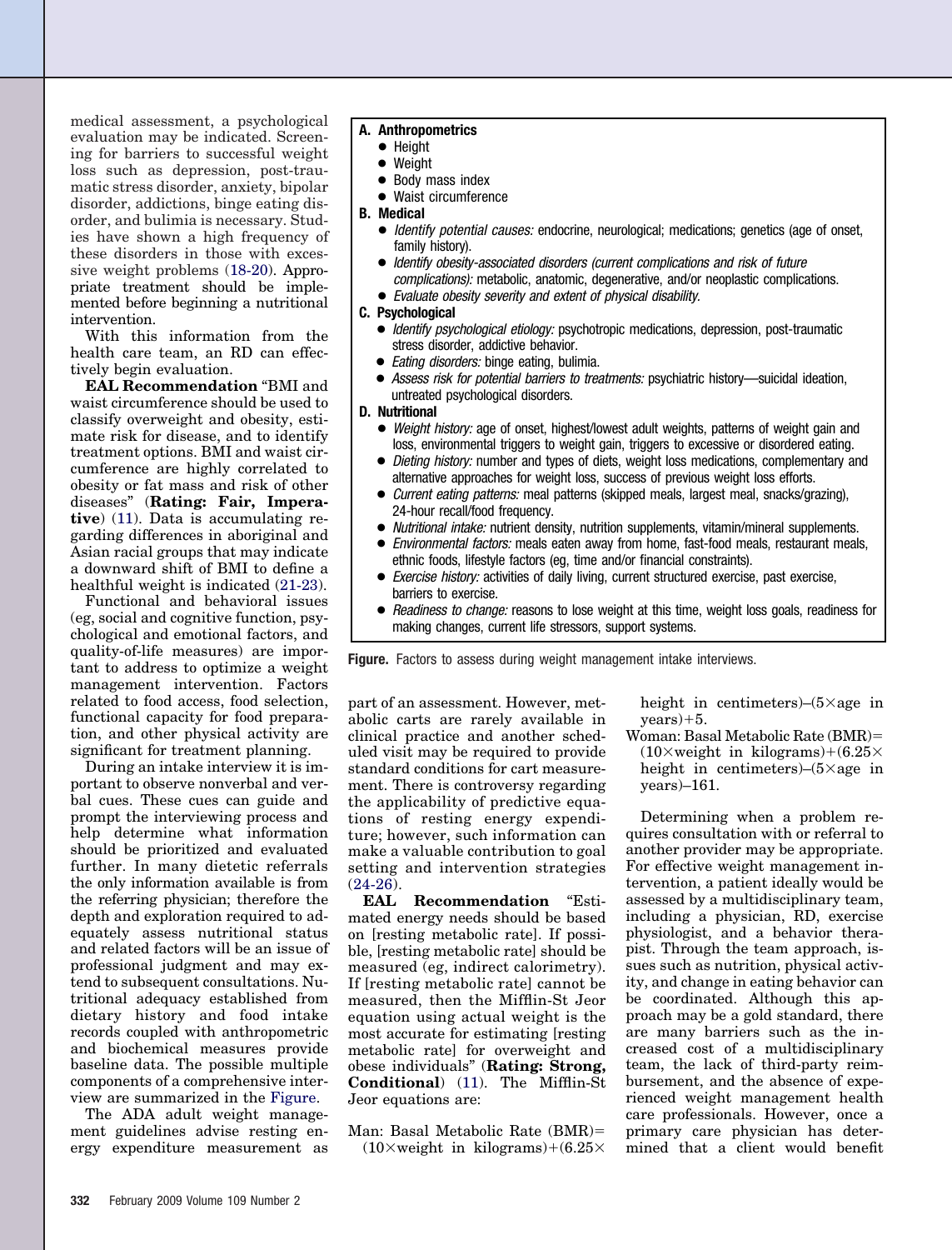medical assessment, a psychological evaluation may be indicated. Screening for barriers to successful weight loss such as depression, post-traumatic stress disorder, anxiety, bipolar disorder, addictions, binge eating disorder, and bulimia is necessary. Studies have shown a high frequency of these disorders in those with excessive weight problems (18-20). Appropriate treatment should be implemented before beginning a nutritional intervention.

With this information from the health care team, an RD can effectively begin evaluation.

**EAL Recommendation** "BMI and waist circumference should be used to classify overweight and obesity, estimate risk for disease, and to identify treatment options. BMI and waist circumference are highly correlated to obesity or fat mass and risk of other diseases" (**Rating: Fair, Imperative**) (11). Data is accumulating regarding differences in aboriginal and Asian racial groups that may indicate a downward shift of BMI to define a healthful weight is indicated (21-23).

Functional and behavioral issues (eg, social and cognitive function, psychological and emotional factors, and quality-of-life measures) are important to address to optimize a weight management intervention. Factors related to food access, food selection, functional capacity for food preparation, and other physical activity are significant for treatment planning.

During an intake interview it is important to observe nonverbal and verbal cues. These cues can guide and prompt the interviewing process and help determine what information should be prioritized and evaluated further. In many dietetic referrals the only information available is from the referring physician; therefore the depth and exploration required to adequately assess nutritional status and related factors will be an issue of professional judgment and may extend to subsequent consultations. Nutritional adequacy established from dietary history and food intake records coupled with anthropometric and biochemical measures provide baseline data. The possible multiple components of a comprehensive interview are summarized in the Figure.

**A. Anthropometrics**
- Height
- Weight
- Body mass index
- Waist circumference

**B. Medical**
- *Identify potential causes:* endocrine, neurological; medications; genetics (age of onset, family history).
- *Identify obesity-associated disorders (current complications and risk of future complications):* metabolic, anatomic, degenerative, and/or neoplastic complications.
- *Evaluate obesity severity and extent of physical disability.*

**C. Psychological**
- *Identify psychological etiology:* psychotropic medications, depression, post-traumatic stress disorder, addictive behavior.
- *Eating disorders:* binge eating, bulimia.
- *Assess risk for potential barriers to treatments:* psychiatric history—suicidal ideation, untreated psychological disorders.

**D. Nutritional**
- *Weight history:* age of onset, highest/lowest adult weights, patterns of weight gain and loss, environmental triggers to weight gain, triggers to excessive or disordered eating.
- *Dieting history:* number and types of diets, weight loss medications, complementary and alternative approaches for weight loss, success of previous weight loss efforts.
- *Current eating patterns:* meal patterns (skipped meals, largest meal, snacks/grazing), 24-hour recall/food frequency.
- *Nutritional intake:* nutrient density, nutrition supplements, vitamin/mineral supplements.
- *Environmental factors:* meals eaten away from home, fast-food meals, restaurant meals, ethnic foods, lifestyle factors (eg, time and/or financial constraints).
- *Exercise history:* activities of daily living, current structured exercise, past exercise, barriers to exercise.
- *Readiness to change:* reasons to lose weight at this time, weight loss goals, readiness for making changes, current life stressors, support systems.

**Figure.** Factors to assess during weight management intake interviews.

The ADA adult weight management guidelines advise resting energy expenditure measurement as part of an assessment. However, metabolic carts are rarely available in clinical practice and another scheduled visit may be required to provide standard conditions for cart measurement. There is controversy regarding the applicability of predictive equations of resting energy expenditure; however, such information can make a valuable contribution to goal setting and intervention strategies (24-26).

**EAL Recommendation** "Estimated energy needs should be based on [resting metabolic rate]. If possible, [resting metabolic rate] should be measured (eg, indirect calorimetry). If [resting metabolic rate] cannot be measured, then the Mifflin-St Jeor equation using actual weight is the most accurate for estimating [resting metabolic rate] for overweight and obese individuals" (**Rating: Strong, Conditional**) (11). The Mifflin-St Jeor equations are:

Man: Basal Metabolic Rate (BMR)= $(10\times\text{weight in kilograms})+(6.25\times\text{height in centimeters})-(5\times\text{age in years})+5$.

Woman: Basal Metabolic Rate (BMR)= $(10\times\text{weight in kilograms})+(6.25\times\text{height in centimeters})-(5\times\text{age in years})-161$.

Determining when a problem requires consultation with or referral to another provider may be appropriate. For effective weight management intervention, a patient ideally would be assessed by a multidisciplinary team, including a physician, RD, exercise physiologist, and a behavior therapist. Through the team approach, issues such as nutrition, physical activity, and change in eating behavior can be coordinated. Although this approach may be a gold standard, there are many barriers such as the increased cost of a multidisciplinary team, the lack of third-party reimbursement, and the absence of experienced weight management health care professionals. However, once a primary care physician has determined that a client would benefit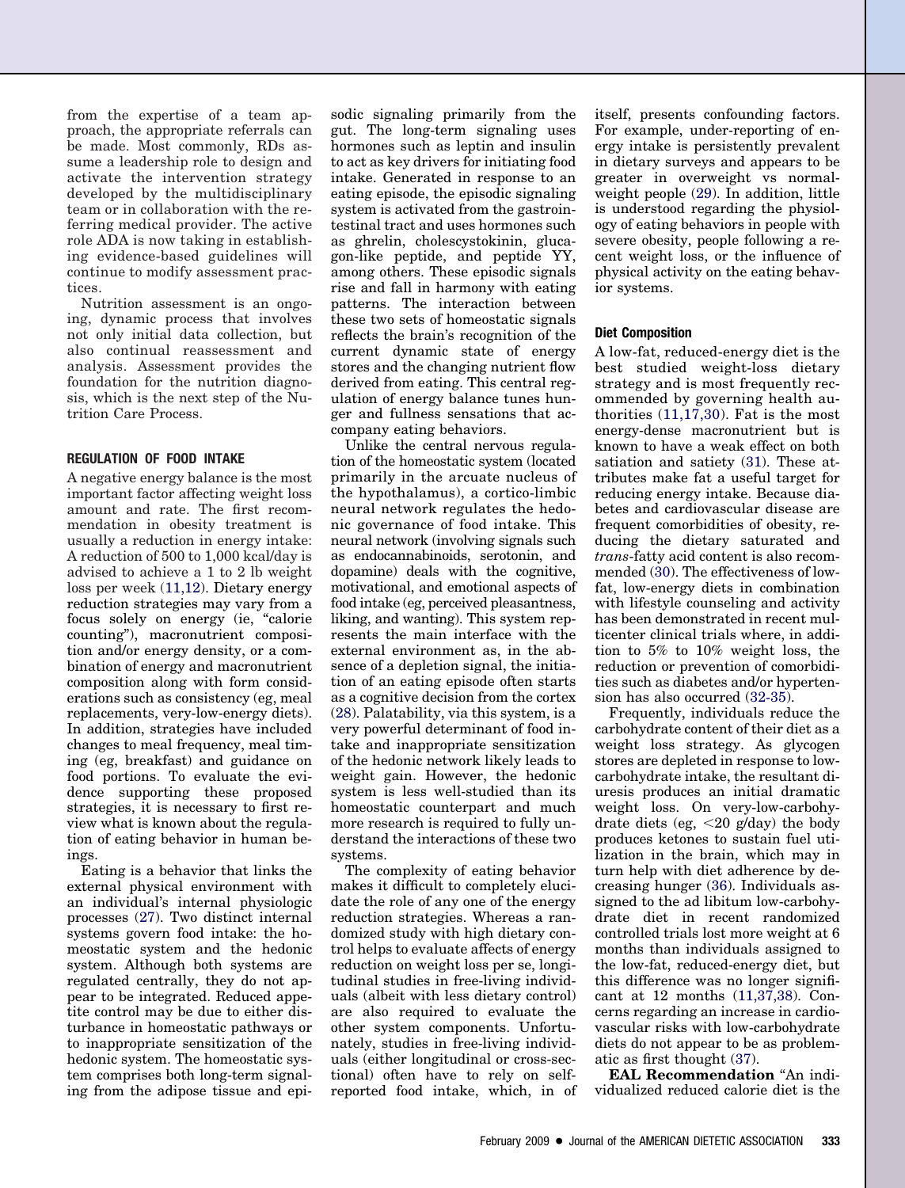from the expertise of a team approach, the appropriate referrals can be made. Most commonly, RDs assume a leadership role to design and activate the intervention strategy developed by the multidisciplinary team or in collaboration with the referring medical provider. The active role ADA is now taking in establishing evidence-based guidelines will continue to modify assessment practices.

Nutrition assessment is an ongoing, dynamic process that involves not only initial data collection, but also continual reassessment and analysis. Assessment provides the foundation for the nutrition diagnosis, which is the next step of the Nutrition Care Process.

## REGULATION OF FOOD INTAKE

A negative energy balance is the most important factor affecting weight loss amount and rate. The first recommendation in obesity treatment is usually a reduction in energy intake: A reduction of 500 to 1,000 kcal/day is advised to achieve a 1 to 2 lb weight loss per week (11,12). Dietary energy reduction strategies may vary from a focus solely on energy (ie, "calorie counting"), macronutrient composition and/or energy density, or a combination of energy and macronutrient composition along with form considerations such as consistency (eg, meal replacements, very-low-energy diets). In addition, strategies have included changes to meal frequency, meal timing (eg, breakfast) and guidance on food portions. To evaluate the evidence supporting these proposed strategies, it is necessary to first review what is known about the regulation of eating behavior in human beings.

Eating is a behavior that links the external physical environment with an individual's internal physiologic processes (27). Two distinct internal systems govern food intake: the homeostatic system and the hedonic system. Although both systems are regulated centrally, they do not appear to be integrated. Reduced appetite control may be due to either disturbance in homeostatic pathways or to inappropriate sensitization of the hedonic system. The homeostatic system comprises both long-term signaling from the adipose tissue and episodic signaling primarily from the gut. The long-term signaling uses hormones such as leptin and insulin to act as key drivers for initiating food intake. Generated in response to an eating episode, the episodic signaling system is activated from the gastrointestinal tract and uses hormones such as ghrelin, cholescystokinin, glucagon-like peptide, and peptide YY, among others. These episodic signals rise and fall in harmony with eating patterns. The interaction between these two sets of homeostatic signals reflects the brain's recognition of the current dynamic state of energy stores and the changing nutrient flow derived from eating. This central regulation of energy balance tunes hunger and fullness sensations that accompany eating behaviors.

Unlike the central nervous regulation of the homeostatic system (located primarily in the arcuate nucleus of the hypothalamus), a cortico-limbic neural network regulates the hedonic governance of food intake. This neural network (involving signals such as endocannabinoids, serotonin, and dopamine) deals with the cognitive, motivational, and emotional aspects of food intake (eg, perceived pleasantness, liking, and wanting). This system represents the main interface with the external environment as, in the absence of a depletion signal, the initiation of an eating episode often starts as a cognitive decision from the cortex (28). Palatability, via this system, is a very powerful determinant of food intake and inappropriate sensitization of the hedonic network likely leads to weight gain. However, the hedonic system is less well-studied than its homeostatic counterpart and much more research is required to fully understand the interactions of these two systems.

The complexity of eating behavior makes it difficult to completely elucidate the role of any one of the energy reduction strategies. Whereas a randomized study with high dietary control helps to evaluate affects of energy reduction on weight loss per se, longitudinal studies in free-living individuals (albeit with less dietary control) are also required to evaluate the other system components. Unfortunately, studies in free-living individuals (either longitudinal or cross-sectional) often have to rely on self-reported food intake, which, in of itself, presents confounding factors. For example, under-reporting of energy intake is persistently prevalent in dietary surveys and appears to be greater in overweight vs normal-weight people (29). In addition, little is understood regarding the physiology of eating behaviors in people with severe obesity, people following a recent weight loss, or the influence of physical activity on the eating behavior systems.

### Diet Composition

A low-fat, reduced-energy diet is the best studied weight-loss dietary strategy and is most frequently recommended by governing health authorities (11,17,30). Fat is the most energy-dense macronutrient but is known to have a weak effect on both satiation and satiety (31). These attributes make fat a useful target for reducing energy intake. Because diabetes and cardiovascular disease are frequent comorbidities of obesity, reducing the dietary saturated and *trans*-fatty acid content is also recommended (30). The effectiveness of low-fat, low-energy diets in combination with lifestyle counseling and activity has been demonstrated in recent multicenter clinical trials where, in addition to 5% to 10% weight loss, the reduction or prevention of comorbidities such as diabetes and/or hypertension has also occurred (32-35).

Frequently, individuals reduce the carbohydrate content of their diet as a weight loss strategy. As glycogen stores are depleted in response to low-carbohydrate intake, the resultant diuresis produces an initial dramatic weight loss. On very-low-carbohydrate diets (eg, <20 g/day) the body produces ketones to sustain fuel utilization in the brain, which may in turn help with diet adherence by decreasing hunger (36). Individuals assigned to the ad libitum low-carbohydrate diet in recent randomized controlled trials lost more weight at 6 months than individuals assigned to the low-fat, reduced-energy diet, but this difference was no longer significant at 12 months (11,37,38). Concerns regarding an increase in cardiovascular risks with low-carbohydrate diets do not appear to be as problematic as first thought (37).

**EAL Recommendation** "An individualized reduced calorie diet is the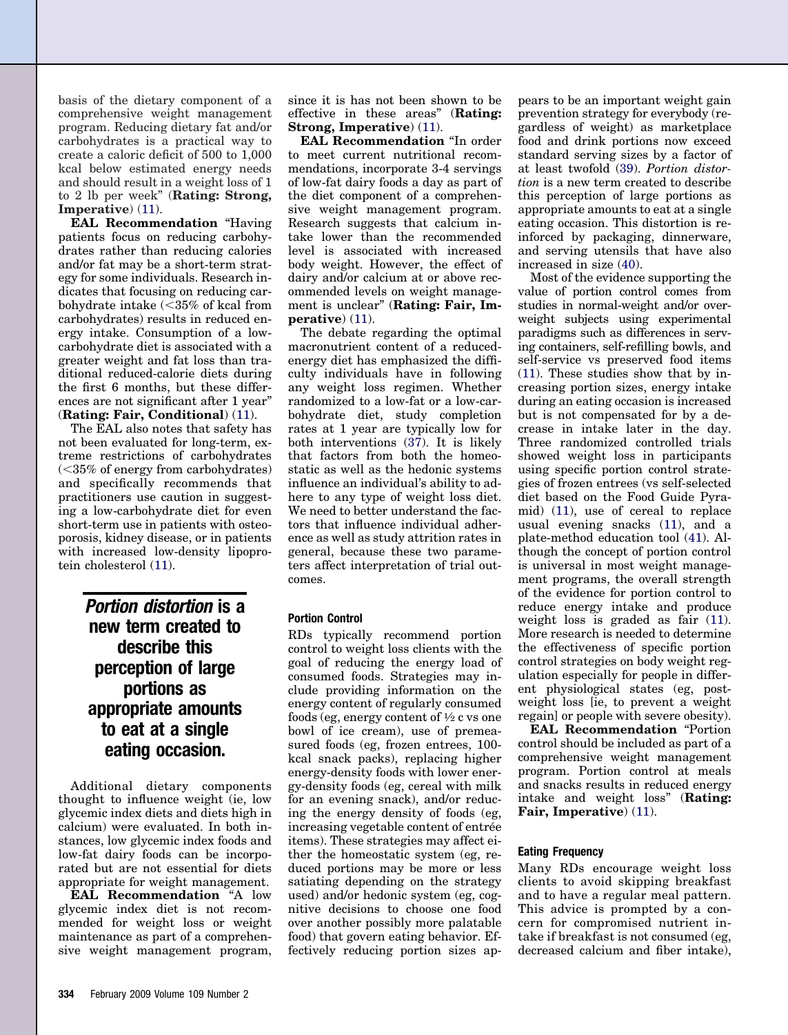basis of the dietary component of a comprehensive weight management program. Reducing dietary fat and/or carbohydrates is a practical way to create a caloric deficit of 500 to 1,000 kcal below estimated energy needs and should result in a weight loss of 1 to 2 lb per week" (**Rating: Strong, Imperative**) (11).

**EAL Recommendation** "Having patients focus on reducing carbohydrates rather than reducing calories and/or fat may be a short-term strategy for some individuals. Research indicates that focusing on reducing carbohydrate intake (<35% of kcal from carbohydrates) results in reduced energy intake. Consumption of a low-carbohydrate diet is associated with a greater weight and fat loss than traditional reduced-calorie diets during the first 6 months, but these differences are not significant after 1 year" (**Rating: Fair, Conditional**) (11).

The EAL also notes that safety has not been evaluated for long-term, extreme restrictions of carbohydrates (<35% of energy from carbohydrates) and specifically recommends that practitioners use caution in suggesting a low-carbohydrate diet for even short-term use in patients with osteoporosis, kidney disease, or in patients with increased low-density lipoprotein cholesterol (11).

> ***Portion distortion* is a new term created to describe this perception of large portions as appropriate amounts to eat at a single eating occasion.**

Additional dietary components thought to influence weight (ie, low glycemic index diets and diets high in calcium) were evaluated. In both instances, low glycemic index foods and low-fat dairy foods can be incorporated but are not essential for diets appropriate for weight management.

**EAL Recommendation** "A low glycemic index diet is not recommended for weight loss or weight maintenance as part of a comprehensive weight management program, since it is has not been shown to be effective in these areas" (**Rating: Strong, Imperative**) (11).

**EAL Recommendation** "In order to meet current nutritional recommendations, incorporate 3-4 servings of low-fat dairy foods a day as part of the diet component of a comprehensive weight management program. Research suggests that calcium intake lower than the recommended level is associated with increased body weight. However, the effect of dairy and/or calcium at or above recommended levels on weight management is unclear" (**Rating: Fair, Imperative**) (11).

The debate regarding the optimal macronutrient content of a reduced-energy diet has emphasized the difficulty individuals have in following any weight loss regimen. Whether randomized to a low-fat or a low-carbohydrate diet, study completion rates at 1 year are typically low for both interventions (37). It is likely that factors from both the homeostatic as well as the hedonic systems influence an individual's ability to adhere to any type of weight loss diet. We need to better understand the factors that influence individual adherence as well as study attrition rates in general, because these two parameters affect interpretation of trial outcomes.

### Portion Control

RDs typically recommend portion control to weight loss clients with the goal of reducing the energy load of consumed foods. Strategies may include providing information on the energy content of regularly consumed foods (eg, energy content of ½ c vs one bowl of ice cream), use of premeasured foods (eg, frozen entrees, 100-kcal snack packs), replacing higher energy-density foods with lower energy-density foods (eg, cereal with milk for an evening snack), and/or reducing the energy density of foods (eg, increasing vegetable content of entrée items). These strategies may affect either the homeostatic system (eg, reduced portions may be more or less satiating depending on the strategy used) and/or hedonic system (eg, cognitive decisions to choose one food over another possibly more palatable food) that govern eating behavior. Effectively reducing portion sizes appears to be an important weight gain prevention strategy for everybody (regardless of weight) as marketplace food and drink portions now exceed standard serving sizes by a factor of at least twofold (39). *Portion distortion* is a new term created to describe this perception of large portions as appropriate amounts to eat at a single eating occasion. This distortion is reinforced by packaging, dinnerware, and serving utensils that have also increased in size (40).

Most of the evidence supporting the value of portion control comes from studies in normal-weight and/or overweight subjects using experimental paradigms such as differences in serving containers, self-refilling bowls, and self-service vs preserved food items (11). These studies show that by increasing portion sizes, energy intake during an eating occasion is increased but is not compensated for by a decrease in intake later in the day. Three randomized controlled trials showed weight loss in participants using specific portion control strategies of frozen entrees (vs self-selected diet based on the Food Guide Pyramid) (11), use of cereal to replace usual evening snacks (11), and a plate-method education tool (41). Although the concept of portion control is universal in most weight management programs, the overall strength of the evidence for portion control to reduce energy intake and produce weight loss is graded as fair (11). More research is needed to determine the effectiveness of specific portion control strategies on body weight regulation especially for people in different physiological states (eg, post-weight loss [ie, to prevent a weight regain] or people with severe obesity).

**EAL Recommendation** "Portion control should be included as part of a comprehensive weight management program. Portion control at meals and snacks results in reduced energy intake and weight loss" (**Rating: Fair, Imperative**) (11).

### Eating Frequency

Many RDs encourage weight loss clients to avoid skipping breakfast and to have a regular meal pattern. This advice is prompted by a concern for compromised nutrient intake if breakfast is not consumed (eg, decreased calcium and fiber intake),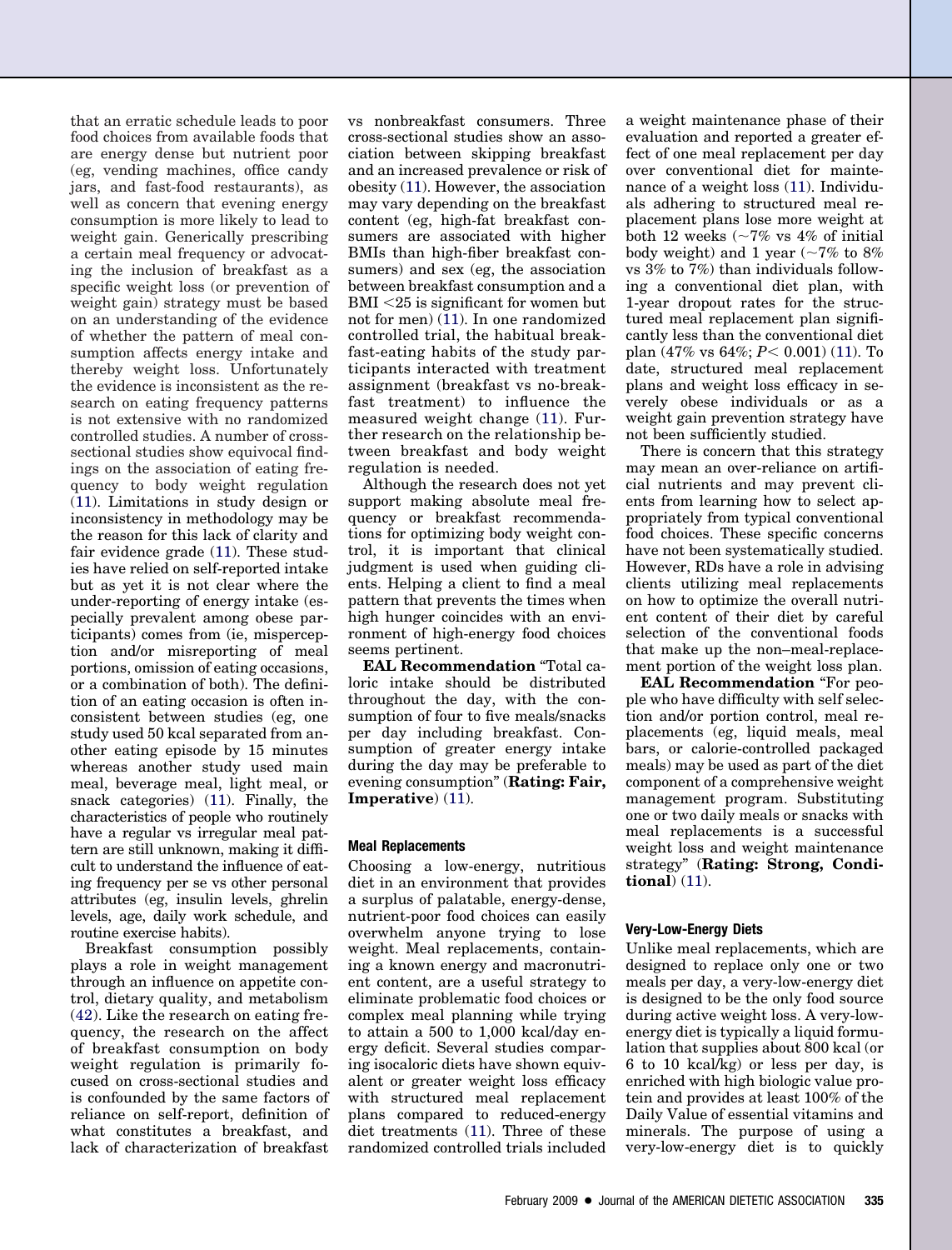that an erratic schedule leads to poor food choices from available foods that are energy dense but nutrient poor (eg, vending machines, office candy jars, and fast-food restaurants), as well as concern that evening energy consumption is more likely to lead to weight gain. Generically prescribing a certain meal frequency or advocating the inclusion of breakfast as a specific weight loss (or prevention of weight gain) strategy must be based on an understanding of the evidence of whether the pattern of meal consumption affects energy intake and thereby weight loss. Unfortunately the evidence is inconsistent as the research on eating frequency patterns is not extensive with no randomized controlled studies. A number of cross-sectional studies show equivocal findings on the association of eating frequency to body weight regulation (11). Limitations in study design or inconsistency in methodology may be the reason for this lack of clarity and fair evidence grade (11). These studies have relied on self-reported intake but as yet it is not clear where the under-reporting of energy intake (especially prevalent among obese participants) comes from (ie, misperception and/or misreporting of meal portions, omission of eating occasions, or a combination of both). The definition of an eating occasion is often inconsistent between studies (eg, one study used 50 kcal separated from another eating episode by 15 minutes whereas another study used main meal, beverage meal, light meal, or snack categories) (11). Finally, the characteristics of people who routinely have a regular vs irregular meal pattern are still unknown, making it difficult to understand the influence of eating frequency per se vs other personal attributes (eg, insulin levels, ghrelin levels, age, daily work schedule, and routine exercise habits).

Breakfast consumption possibly plays a role in weight management through an influence on appetite control, dietary quality, and metabolism (42). Like the research on eating frequency, the research on the affect of breakfast consumption on body weight regulation is primarily focused on cross-sectional studies and is confounded by the same factors of reliance on self-report, definition of what constitutes a breakfast, and lack of characterization of breakfast vs nonbreakfast consumers. Three cross-sectional studies show an association between skipping breakfast and an increased prevalence or risk of obesity (11). However, the association may vary depending on the breakfast content (eg, high-fat breakfast consumers are associated with higher BMIs than high-fiber breakfast consumers) and sex (eg, the association between breakfast consumption and a BMI <25 is significant for women but not for men) (11). In one randomized controlled trial, the habitual breakfast-eating habits of the study participants interacted with treatment assignment (breakfast vs no-breakfast treatment) to influence the measured weight change (11). Further research on the relationship between breakfast and body weight regulation is needed.

Although the research does not yet support making absolute meal frequency or breakfast recommendations for optimizing body weight control, it is important that clinical judgment is used when guiding clients. Helping a client to find a meal pattern that prevents the times when high hunger coincides with an environment of high-energy food choices seems pertinent.

**EAL Recommendation** "Total caloric intake should be distributed throughout the day, with the consumption of four to five meals/snacks per day including breakfast. Consumption of greater energy intake during the day may be preferable to evening consumption" (**Rating: Fair, Imperative**) (11).

#### Meal Replacements

Choosing a low-energy, nutritious diet in an environment that provides a surplus of palatable, energy-dense, nutrient-poor food choices can easily overwhelm anyone trying to lose weight. Meal replacements, containing a known energy and macronutrient content, are a useful strategy to eliminate problematic food choices or complex meal planning while trying to attain a 500 to 1,000 kcal/day energy deficit. Several studies comparing isocaloric diets have shown equivalent or greater weight loss efficacy with structured meal replacement plans compared to reduced-energy diet treatments (11). Three of these randomized controlled trials included a weight maintenance phase of their evaluation and reported a greater effect of one meal replacement per day over conventional diet for maintenance of a weight loss (11). Individuals adhering to structured meal replacement plans lose more weight at both 12 weeks (~7% vs 4% of initial body weight) and 1 year (~7% to 8% vs 3% to 7%) than individuals following a conventional diet plan, with 1-year dropout rates for the structured meal replacement plan significantly less than the conventional diet plan (47% vs 64%; $P<0.001$) (11). To date, structured meal replacement plans and weight loss efficacy in severely obese individuals or as a weight gain prevention strategy have not been sufficiently studied.

There is concern that this strategy may mean an over-reliance on artificial nutrients and may prevent clients from learning how to select appropriately from typical conventional food choices. These specific concerns have not been systematically studied. However, RDs have a role in advising clients utilizing meal replacements on how to optimize the overall nutrient content of their diet by careful selection of the conventional foods that make up the non–meal-replacement portion of the weight loss plan.

**EAL Recommendation** "For people who have difficulty with self selection and/or portion control, meal replacements (eg, liquid meals, meal bars, or calorie-controlled packaged meals) may be used as part of the diet component of a comprehensive weight management program. Substituting one or two daily meals or snacks with meal replacements is a successful weight loss and weight maintenance strategy" (**Rating: Strong, Conditional**) (11).

#### Very-Low-Energy Diets

Unlike meal replacements, which are designed to replace only one or two meals per day, a very-low-energy diet is designed to be the only food source during active weight loss. A very-low-energy diet is typically a liquid formulation that supplies about 800 kcal (or 6 to 10 kcal/kg) or less per day, is enriched with high biologic value protein and provides at least 100% of the Daily Value of essential vitamins and minerals. The purpose of using a very-low-energy diet is to quickly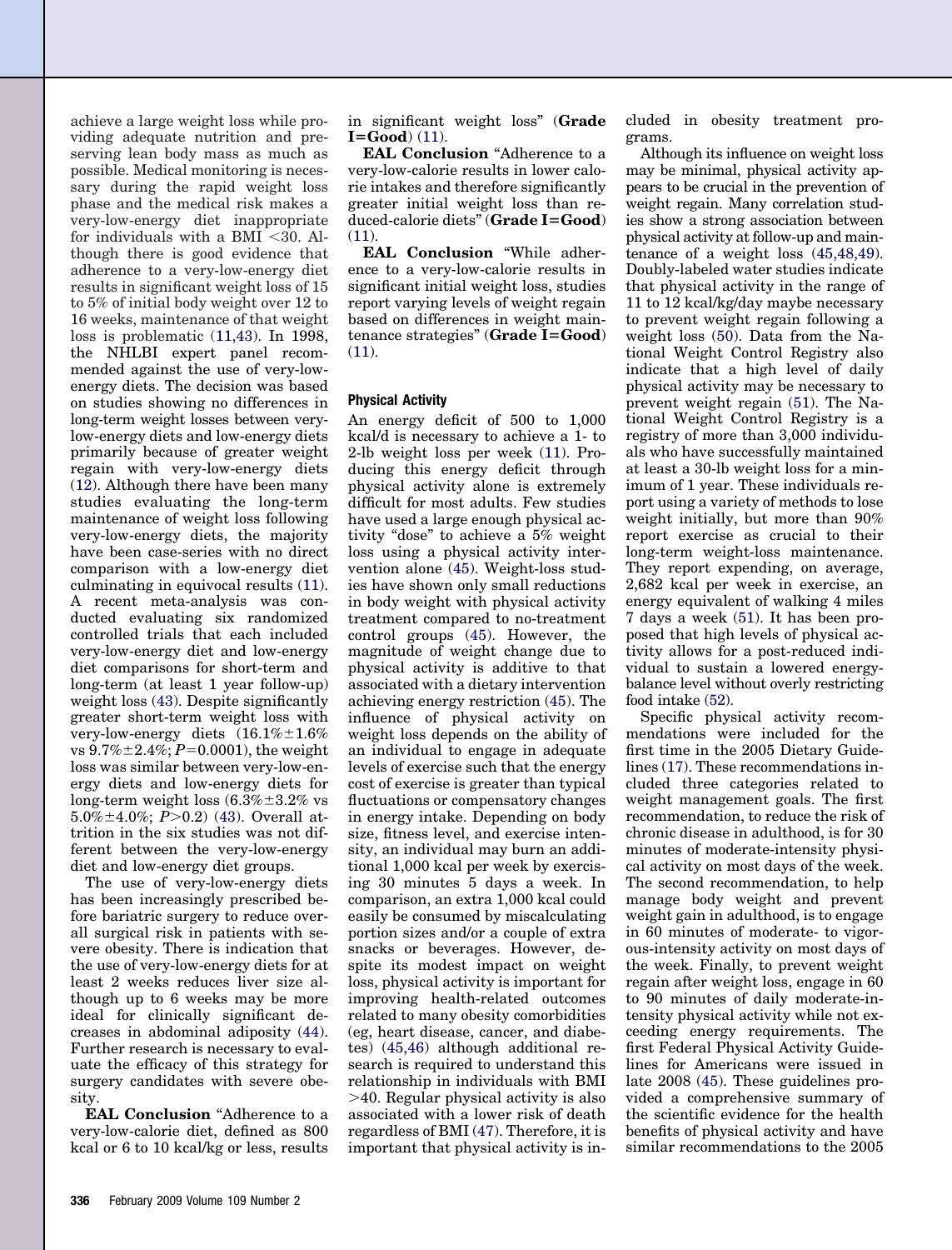achieve a large weight loss while providing adequate nutrition and preserving lean body mass as much as possible. Medical monitoring is necessary during the rapid weight loss phase and the medical risk makes a very-low-energy diet inappropriate for individuals with a BMI <30. Although there is good evidence that adherence to a very-low-energy diet results in significant weight loss of 15 to 5% of initial body weight over 12 to 16 weeks, maintenance of that weight loss is problematic (11,43). In 1998, the NHLBI expert panel recommended against the use of very-low-energy diets. The decision was based on studies showing no differences in long-term weight losses between very-low-energy diets and low-energy diets primarily because of greater weight regain with very-low-energy diets (12). Although there have been many studies evaluating the long-term maintenance of weight loss following very-low-energy diets, the majority have been case-series with no direct comparison with a low-energy diet culminating in equivocal results (11). A recent meta-analysis was conducted evaluating six randomized controlled trials that each included very-low-energy diet and low-energy diet comparisons for short-term and long-term (at least 1 year follow-up) weight loss (43). Despite significantly greater short-term weight loss with very-low-energy diets (16.1%±1.6% vs 9.7%±2.4%; $P=0.0001$), the weight loss was similar between very-low-energy diets and low-energy diets for long-term weight loss (6.3%±3.2% vs 5.0%±4.0%; $P>0.2$) (43). Overall attrition in the six studies was not different between the very-low-energy diet and low-energy diet groups.

The use of very-low-energy diets has been increasingly prescribed before bariatric surgery to reduce overall surgical risk in patients with severe obesity. There is indication that the use of very-low-energy diets for at least 2 weeks reduces liver size although up to 6 weeks may be more ideal for clinically significant decreases in abdominal adiposity (44). Further research is necessary to evaluate the efficacy of this strategy for surgery candidates with severe obesity.

**EAL Conclusion** "Adherence to a very-low-calorie diet, defined as 800 kcal or 6 to 10 kcal/kg or less, results in significant weight loss" (**Grade I=Good**) (11).

**EAL Conclusion** "Adherence to a very-low-calorie results in lower calorie intakes and therefore significantly greater initial weight loss than reduced-calorie diets" (**Grade I=Good**) (11).

**EAL Conclusion** "While adherence to a very-low-calorie results in significant initial weight loss, studies report varying levels of weight regain based on differences in weight maintenance strategies" (**Grade I=Good**) (11).

### Physical Activity

An energy deficit of 500 to 1,000 kcal/d is necessary to achieve a 1- to 2-lb weight loss per week (11). Producing this energy deficit through physical activity alone is extremely difficult for most adults. Few studies have used a large enough physical activity "dose" to achieve a 5% weight loss using a physical activity intervention alone (45). Weight-loss studies have shown only small reductions in body weight with physical activity treatment compared to no-treatment control groups (45). However, the magnitude of weight change due to physical activity is additive to that associated with a dietary intervention achieving energy restriction (45). The influence of physical activity on weight loss depends on the ability of an individual to engage in adequate levels of exercise such that the energy cost of exercise is greater than typical fluctuations or compensatory changes in energy intake. Depending on body size, fitness level, and exercise intensity, an individual may burn an additional 1,000 kcal per week by exercising 30 minutes 5 days a week. In comparison, an extra 1,000 kcal could easily be consumed by miscalculating portion sizes and/or a couple of extra snacks or beverages. However, despite its modest impact on weight loss, physical activity is important for improving health-related outcomes related to many obesity comorbidities (eg, heart disease, cancer, and diabetes) (45,46) although additional research is required to understand this relationship in individuals with BMI >40. Regular physical activity is also associated with a lower risk of death regardless of BMI (47). Therefore, it is important that physical activity is included in obesity treatment programs.

Although its influence on weight loss may be minimal, physical activity appears to be crucial in the prevention of weight regain. Many correlation studies show a strong association between physical activity at follow-up and maintenance of a weight loss (45,48,49). Doubly-labeled water studies indicate that physical activity in the range of 11 to 12 kcal/kg/day maybe necessary to prevent weight regain following a weight loss (50). Data from the National Weight Control Registry also indicate that a high level of daily physical activity may be necessary to prevent weight regain (51). The National Weight Control Registry is a registry of more than 3,000 individuals who have successfully maintained at least a 30-lb weight loss for a minimum of 1 year. These individuals report using a variety of methods to lose weight initially, but more than 90% report exercise as crucial to their long-term weight-loss maintenance. They report expending, on average, 2,682 kcal per week in exercise, an energy equivalent of walking 4 miles 7 days a week (51). It has been proposed that high levels of physical activity allows for a post-reduced individual to sustain a lowered energy-balance level without overly restricting food intake (52).

Specific physical activity recommendations were included for the first time in the 2005 Dietary Guidelines (17). These recommendations included three categories related to weight management goals. The first recommendation, to reduce the risk of chronic disease in adulthood, is for 30 minutes of moderate-intensity physical activity on most days of the week. The second recommendation, to help manage body weight and prevent weight gain in adulthood, is to engage in 60 minutes of moderate- to vigorous-intensity activity on most days of the week. Finally, to prevent weight regain after weight loss, engage in 60 to 90 minutes of daily moderate-intensity physical activity while not exceeding energy requirements. The first Federal Physical Activity Guidelines for Americans were issued in late 2008 (45). These guidelines provided a comprehensive summary of the scientific evidence for the health benefits of physical activity and have similar recommendations to the 2005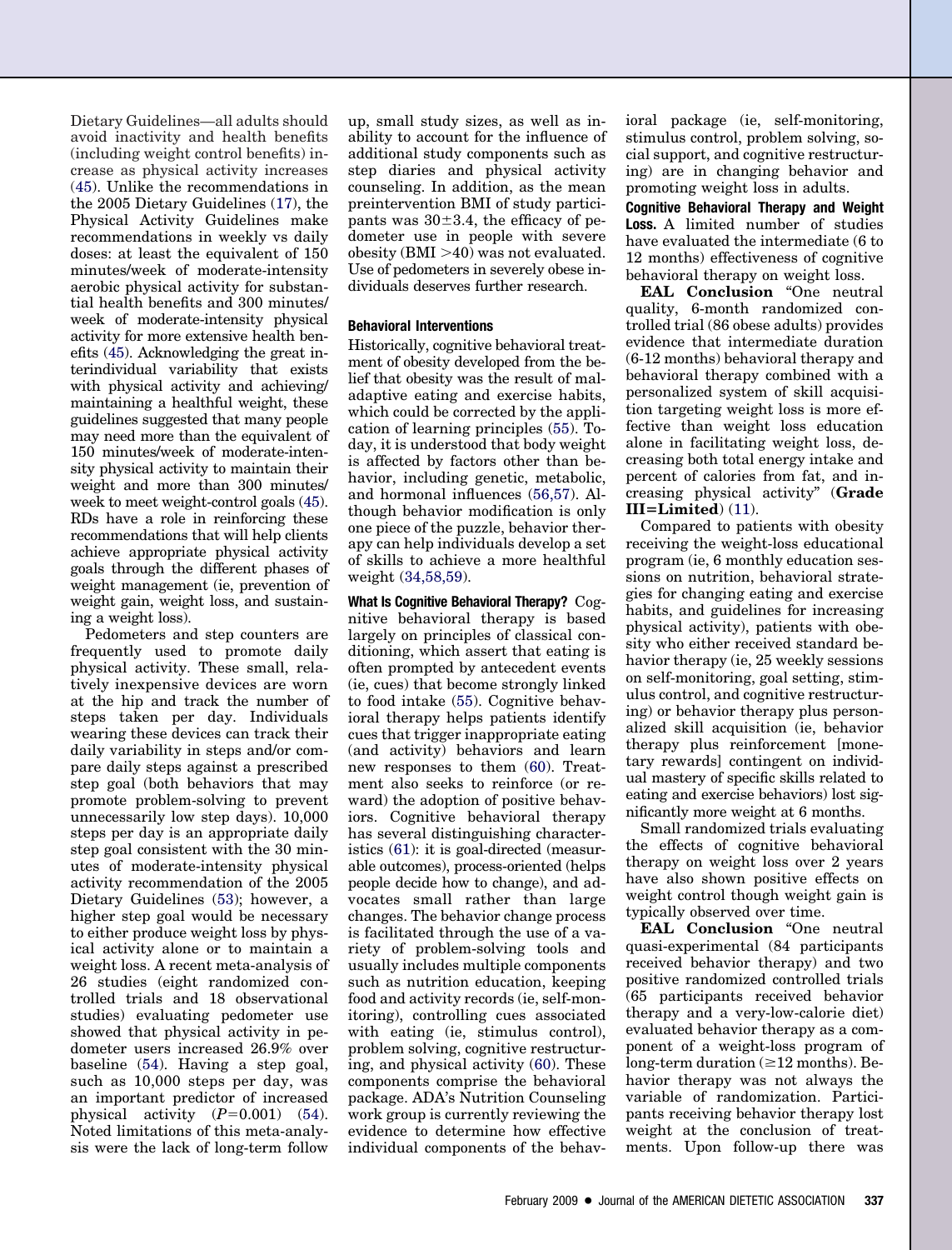Dietary Guidelines—all adults should avoid inactivity and health benefits (including weight control benefits) increase as physical activity increases (45). Unlike the recommendations in the 2005 Dietary Guidelines (17), the Physical Activity Guidelines make recommendations in weekly vs daily doses: at least the equivalent of 150 minutes/week of moderate-intensity aerobic physical activity for substantial health benefits and 300 minutes/week of moderate-intensity physical activity for more extensive health benefits (45). Acknowledging the great interindividual variability that exists with physical activity and achieving/maintaining a healthful weight, these guidelines suggested that many people may need more than the equivalent of 150 minutes/week of moderate-intensity physical activity to maintain their weight and more than 300 minutes/week to meet weight-control goals (45). RDs have a role in reinforcing these recommendations that will help clients achieve appropriate physical activity goals through the different phases of weight management (ie, prevention of weight gain, weight loss, and sustaining a weight loss).

Pedometers and step counters are frequently used to promote daily physical activity. These small, relatively inexpensive devices are worn at the hip and track the number of steps taken per day. Individuals wearing these devices can track their daily variability in steps and/or compare daily steps against a prescribed step goal (both behaviors that may promote problem-solving to prevent unnecessarily low step days). 10,000 steps per day is an appropriate daily step goal consistent with the 30 minutes of moderate-intensity physical activity recommendation of the 2005 Dietary Guidelines (53); however, a higher step goal would be necessary to either produce weight loss by physical activity alone or to maintain a weight loss. A recent meta-analysis of 26 studies (eight randomized controlled trials and 18 observational studies) evaluating pedometer use showed that physical activity in pedometer users increased 26.9% over baseline (54). Having a step goal, such as 10,000 steps per day, was an important predictor of increased physical activity ($P$=0.001) (54). Noted limitations of this meta-analysis were the lack of long-term follow up, small study sizes, as well as inability to account for the influence of additional study components such as step diaries and physical activity counseling. In addition, as the mean preintervention BMI of study participants was $30\pm3.4$, the efficacy of pedometer use in people with severe obesity (BMI >40) was not evaluated. Use of pedometers in severely obese individuals deserves further research.

#### Behavioral Interventions

Historically, cognitive behavioral treatment of obesity developed from the belief that obesity was the result of maladaptive eating and exercise habits, which could be corrected by the application of learning principles (55). Today, it is understood that body weight is affected by factors other than behavior, including genetic, metabolic, and hormonal influences (56,57). Although behavior modification is only one piece of the puzzle, behavior therapy can help individuals develop a set of skills to achieve a more healthful weight (34,58,59).

**What Is Cognitive Behavioral Therapy?** Cognitive behavioral therapy is based largely on principles of classical conditioning, which assert that eating is often prompted by antecedent events (ie, cues) that become strongly linked to food intake (55). Cognitive behavioral therapy helps patients identify cues that trigger inappropriate eating (and activity) behaviors and learn new responses to them (60). Treatment also seeks to reinforce (or reward) the adoption of positive behaviors. Cognitive behavioral therapy has several distinguishing characteristics (61): it is goal-directed (measurable outcomes), process-oriented (helps people decide how to change), and advocates small rather than large changes. The behavior change process is facilitated through the use of a variety of problem-solving tools and usually includes multiple components such as nutrition education, keeping food and activity records (ie, self-monitoring), controlling cues associated with eating (ie, stimulus control), problem solving, cognitive restructuring, and physical activity (60). These components comprise the behavioral package. ADA's Nutrition Counseling work group is currently reviewing the evidence to determine how effective individual components of the behavioral package (ie, self-monitoring, stimulus control, problem solving, social support, and cognitive restructuring) are in changing behavior and promoting weight loss in adults.

**Cognitive Behavioral Therapy and Weight Loss.** A limited number of studies have evaluated the intermediate (6 to 12 months) effectiveness of cognitive behavioral therapy on weight loss.

**EAL Conclusion** "One neutral quality, 6-month randomized controlled trial (86 obese adults) provides evidence that intermediate duration (6-12 months) behavioral therapy and behavioral therapy combined with a personalized system of skill acquisition targeting weight loss is more effective than weight loss education alone in facilitating weight loss, decreasing both total energy intake and percent of calories from fat, and increasing physical activity" (**Grade III=Limited**) (11).

Compared to patients with obesity receiving the weight-loss educational program (ie, 6 monthly education sessions on nutrition, behavioral strategies for changing eating and exercise habits, and guidelines for increasing physical activity), patients with obesity who either received standard behavior therapy (ie, 25 weekly sessions on self-monitoring, goal setting, stimulus control, and cognitive restructuring) or behavior therapy plus personalized skill acquisition (ie, behavior therapy plus reinforcement [monetary rewards] contingent on individual mastery of specific skills related to eating and exercise behaviors) lost significantly more weight at 6 months.

Small randomized trials evaluating the effects of cognitive behavioral therapy on weight loss over 2 years have also shown positive effects on weight control though weight gain is typically observed over time.

**EAL Conclusion** "One neutral quasi-experimental (84 participants received behavior therapy) and two positive randomized controlled trials (65 participants received behavior therapy and a very-low-calorie diet) evaluated behavior therapy as a component of a weight-loss program of long-term duration (≥12 months). Behavior therapy was not always the variable of randomization. Participants receiving behavior therapy lost weight at the conclusion of treatments. Upon follow-up there was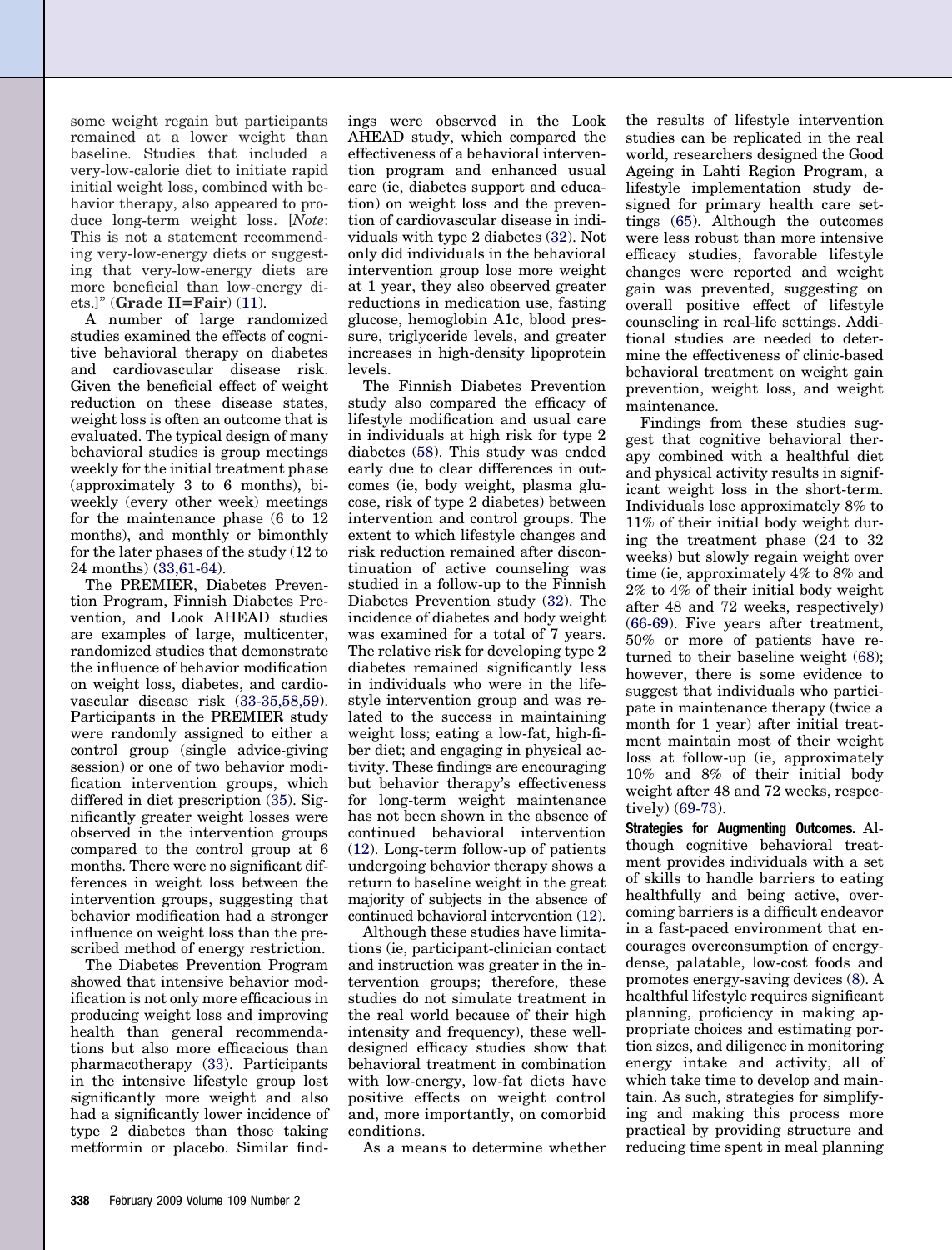some weight regain but participants remained at a lower weight than baseline. Studies that included a very-low-calorie diet to initiate rapid initial weight loss, combined with behavior therapy, also appeared to produce long-term weight loss. [*Note*: This is not a statement recommending very-low-energy diets or suggesting that very-low-energy diets are more beneficial than low-energy diets.]" (**Grade II=Fair**) (11).

A number of large randomized studies examined the effects of cognitive behavioral therapy on diabetes and cardiovascular disease risk. Given the beneficial effect of weight reduction on these disease states, weight loss is often an outcome that is evaluated. The typical design of many behavioral studies is group meetings weekly for the initial treatment phase (approximately 3 to 6 months), biweekly (every other week) meetings for the maintenance phase (6 to 12 months), and monthly or bimonthly for the later phases of the study (12 to 24 months) (33,61-64).

The PREMIER, Diabetes Prevention Program, Finnish Diabetes Prevention, and Look AHEAD studies are examples of large, multicenter, randomized studies that demonstrate the influence of behavior modification on weight loss, diabetes, and cardiovascular disease risk (33-35,58,59). Participants in the PREMIER study were randomly assigned to either a control group (single advice-giving session) or one of two behavior modification intervention groups, which differed in diet prescription (35). Significantly greater weight losses were observed in the intervention groups compared to the control group at 6 months. There were no significant differences in weight loss between the intervention groups, suggesting that behavior modification had a stronger influence on weight loss than the prescribed method of energy restriction.

The Diabetes Prevention Program showed that intensive behavior modification is not only more efficacious in producing weight loss and improving health than general recommendations but also more efficacious than pharmacotherapy (33). Participants in the intensive lifestyle group lost significantly more weight and also had a significantly lower incidence of type 2 diabetes than those taking metformin or placebo. Similar findings were observed in the Look AHEAD study, which compared the effectiveness of a behavioral intervention program and enhanced usual care (ie, diabetes support and education) on weight loss and the prevention of cardiovascular disease in individuals with type 2 diabetes (32). Not only did individuals in the behavioral intervention group lose more weight at 1 year, they also observed greater reductions in medication use, fasting glucose, hemoglobin A1c, blood pressure, triglyceride levels, and greater increases in high-density lipoprotein levels.

The Finnish Diabetes Prevention study also compared the efficacy of lifestyle modification and usual care in individuals at high risk for type 2 diabetes (58). This study was ended early due to clear differences in outcomes (ie, body weight, plasma glucose, risk of type 2 diabetes) between intervention and control groups. The extent to which lifestyle changes and risk reduction remained after discontinuation of active counseling was studied in a follow-up to the Finnish Diabetes Prevention study (32). The incidence of diabetes and body weight was examined for a total of 7 years. The relative risk for developing type 2 diabetes remained significantly less in individuals who were in the lifestyle intervention group and was related to the success in maintaining weight loss; eating a low-fat, high-fiber diet; and engaging in physical activity. These findings are encouraging but behavior therapy's effectiveness for long-term weight maintenance has not been shown in the absence of continued behavioral intervention (12). Long-term follow-up of patients undergoing behavior therapy shows a return to baseline weight in the great majority of subjects in the absence of continued behavioral intervention (12).

Although these studies have limitations (ie, participant-clinician contact and instruction was greater in the intervention groups; therefore, these studies do not simulate treatment in the real world because of their high intensity and frequency), these well-designed efficacy studies show that behavioral treatment in combination with low-energy, low-fat diets have positive effects on weight control and, more importantly, on comorbid conditions.

As a means to determine whether the results of lifestyle intervention studies can be replicated in the real world, researchers designed the Good Ageing in Lahti Region Program, a lifestyle implementation study designed for primary health care settings (65). Although the outcomes were less robust than more intensive efficacy studies, favorable lifestyle changes were reported and weight gain was prevented, suggesting on overall positive effect of lifestyle counseling in real-life settings. Additional studies are needed to determine the effectiveness of clinic-based behavioral treatment on weight gain prevention, weight loss, and weight maintenance.

Findings from these studies suggest that cognitive behavioral therapy combined with a healthful diet and physical activity results in significant weight loss in the short-term. Individuals lose approximately 8% to 11% of their initial body weight during the treatment phase (24 to 32 weeks) but slowly regain weight over time (ie, approximately 4% to 8% and 2% to 4% of their initial body weight after 48 and 72 weeks, respectively) (66-69). Five years after treatment, 50% or more of patients have returned to their baseline weight (68); however, there is some evidence to suggest that individuals who participate in maintenance therapy (twice a month for 1 year) after initial treatment maintain most of their weight loss at follow-up (ie, approximately 10% and 8% of their initial body weight after 48 and 72 weeks, respectively) (69-73).

**Strategies for Augmenting Outcomes.** Although cognitive behavioral treatment provides individuals with a set of skills to handle barriers to eating healthfully and being active, overcoming barriers is a difficult endeavor in a fast-paced environment that encourages overconsumption of energy-dense, palatable, low-cost foods and promotes energy-saving devices (8). A healthful lifestyle requires significant planning, proficiency in making appropriate choices and estimating portion sizes, and diligence in monitoring energy intake and activity, all of which take time to develop and maintain. As such, strategies for simplifying and making this process more practical by providing structure and reducing time spent in meal planning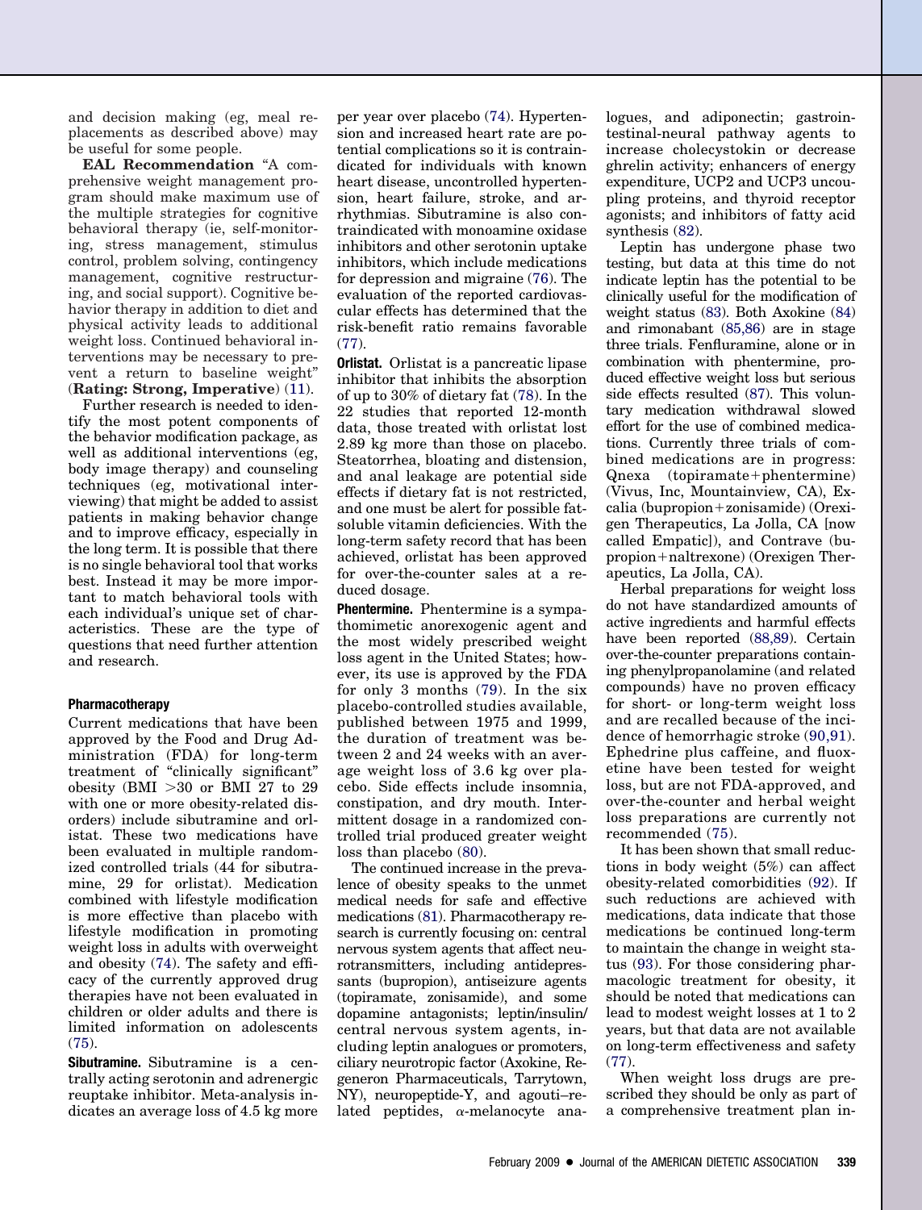and decision making (eg, meal replacements as described above) may be useful for some people.

**EAL Recommendation** "A comprehensive weight management program should make maximum use of the multiple strategies for cognitive behavioral therapy (ie, self-monitoring, stress management, stimulus control, problem solving, contingency management, cognitive restructuring, and social support). Cognitive behavior therapy in addition to diet and physical activity leads to additional weight loss. Continued behavioral interventions may be necessary to prevent a return to baseline weight" (**Rating: Strong, Imperative**) (11).

Further research is needed to identify the most potent components of the behavior modification package, as well as additional interventions (eg, body image therapy) and counseling techniques (eg, motivational interviewing) that might be added to assist patients in making behavior change and to improve efficacy, especially in the long term. It is possible that there is no single behavioral tool that works best. Instead it may be more important to match behavioral tools with each individual's unique set of characteristics. These are the type of questions that need further attention and research.

#### Pharmacotherapy

Current medications that have been approved by the Food and Drug Administration (FDA) for long-term treatment of "clinically significant" obesity (BMI >30 or BMI 27 to 29 with one or more obesity-related disorders) include sibutramine and orlistat. These two medications have been evaluated in multiple randomized controlled trials (44 for sibutramine, 29 for orlistat). Medication combined with lifestyle modification is more effective than placebo with lifestyle modification in promoting weight loss in adults with overweight and obesity (74). The safety and efficacy of the currently approved drug therapies have not been evaluated in children or older adults and there is limited information on adolescents (75).

**Sibutramine.** Sibutramine is a centrally acting serotonin and adrenergic reuptake inhibitor. Meta-analysis indicates an average loss of 4.5 kg more per year over placebo (74). Hypertension and increased heart rate are potential complications so it is contraindicated for individuals with known heart disease, uncontrolled hypertension, heart failure, stroke, and arrhythmias. Sibutramine is also contraindicated with monoamine oxidase inhibitors and other serotonin uptake inhibitors, which include medications for depression and migraine (76). The evaluation of the reported cardiovascular effects has determined that the risk-benefit ratio remains favorable (77).

**Orlistat.** Orlistat is a pancreatic lipase inhibitor that inhibits the absorption of up to 30% of dietary fat (78). In the 22 studies that reported 12-month data, those treated with orlistat lost 2.89 kg more than those on placebo. Steatorrhea, bloating and distension, and anal leakage are potential side effects if dietary fat is not restricted, and one must be alert for possible fat-soluble vitamin deficiencies. With the long-term safety record that has been achieved, orlistat has been approved for over-the-counter sales at a reduced dosage.

**Phentermine.** Phentermine is a sympathomimetic anorexogenic agent and the most widely prescribed weight loss agent in the United States; however, its use is approved by the FDA for only 3 months (79). In the six placebo-controlled studies available, published between 1975 and 1999, the duration of treatment was between 2 and 24 weeks with an average weight loss of 3.6 kg over placebo. Side effects include insomnia, constipation, and dry mouth. Intermittent dosage in a randomized controlled trial produced greater weight loss than placebo (80).

The continued increase in the prevalence of obesity speaks to the unmet medical needs for safe and effective medications (81). Pharmacotherapy research is currently focusing on: central nervous system agents that affect neurotransmitters, including antidepressants (bupropion), antiseizure agents (topiramate, zonisamide), and some dopamine antagonists; leptin/insulin/central nervous system agents, including leptin analogues or promoters, ciliary neurotropic factor (Axokine, Regeneron Pharmaceuticals, Tarrytown, NY), neuropeptide-Y, and agouti–related peptides, $\alpha$-melanocyte analogues, and adiponectin; gastrointestinal-neural pathway agents to increase cholecystokin or decrease ghrelin activity; enhancers of energy expenditure, UCP2 and UCP3 uncoupling proteins, and thyroid receptor agonists; and inhibitors of fatty acid synthesis (82).

Leptin has undergone phase two testing, but data at this time do not indicate leptin has the potential to be clinically useful for the modification of weight status (83). Both Axokine (84) and rimonabant (85,86) are in stage three trials. Fenfluramine, alone or in combination with phentermine, produced effective weight loss but serious side effects resulted (87). This voluntary medication withdrawal slowed effort for the use of combined medications. Currently three trials of combined medications are in progress: Qnexa (topiramate+phentermine) (Vivus, Inc, Mountainview, CA), Excalia (bupropion+zonisamide) (Orexigen Therapeutics, La Jolla, CA [now called Empatic]), and Contrave (bupropion+naltrexone) (Orexigen Therapeutics, La Jolla, CA).

Herbal preparations for weight loss do not have standardized amounts of active ingredients and harmful effects have been reported (88,89). Certain over-the-counter preparations containing phenylpropanolamine (and related compounds) have no proven efficacy for short- or long-term weight loss and are recalled because of the incidence of hemorrhagic stroke (90,91). Ephedrine plus caffeine, and fluoxetine have been tested for weight loss, but are not FDA-approved, and over-the-counter and herbal weight loss preparations are currently not recommended (75).

It has been shown that small reductions in body weight (5%) can affect obesity-related comorbidities (92). If such reductions are achieved with medications, data indicate that those medications be continued long-term to maintain the change in weight status (93). For those considering pharmacologic treatment for obesity, it should be noted that medications can lead to modest weight losses at 1 to 2 years, but that data are not available on long-term effectiveness and safety (77).

When weight loss drugs are prescribed they should be only as part of a comprehensive treatment plan in-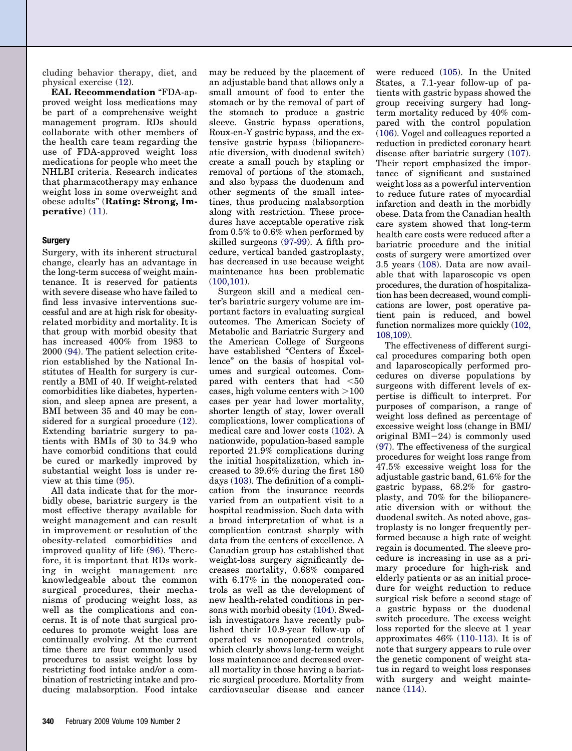cluding behavior therapy, diet, and physical exercise (12).

**EAL Recommendation** "FDA-approved weight loss medications may be part of a comprehensive weight management program. RDs should collaborate with other members of the health care team regarding the use of FDA-approved weight loss medications for people who meet the NHLBI criteria. Research indicates that pharmacotherapy may enhance weight loss in some overweight and obese adults" (**Rating: Strong, Imperative**) (11).

### Surgery

Surgery, with its inherent structural change, clearly has an advantage in the long-term success of weight maintenance. It is reserved for patients with severe disease who have failed to find less invasive interventions successful and are at high risk for obesity-related morbidity and mortality. It is that group with morbid obesity that has increased 400% from 1983 to 2000 (94). The patient selection criterion established by the National Institutes of Health for surgery is currently a BMI of 40. If weight-related comorbidities like diabetes, hypertension, and sleep apnea are present, a BMI between 35 and 40 may be considered for a surgical procedure (12). Extending bariatric surgery to patients with BMIs of 30 to 34.9 who have comorbid conditions that could be cured or markedly improved by substantial weight loss is under review at this time (95).

All data indicate that for the morbidly obese, bariatric surgery is the most effective therapy available for weight management and can result in improvement or resolution of the obesity-related comorbidities and improved quality of life (96). Therefore, it is important that RDs working in weight management are knowledgeable about the common surgical procedures, their mechanisms of producing weight loss, as well as the complications and concerns. It is of note that surgical procedures to promote weight loss are continually evolving. At the current time there are four commonly used procedures to assist weight loss by restricting food intake and/or a combination of restricting intake and producing malabsorption. Food intake may be reduced by the placement of an adjustable band that allows only a small amount of food to enter the stomach or by the removal of part of the stomach to produce a gastric sleeve. Gastric bypass operations, Roux-en-Y gastric bypass, and the extensive gastric bypass (biliopancreatic diversion, with duodenal switch) create a small pouch by stapling or removal of portions of the stomach, and also bypass the duodenum and other segments of the small intestines, thus producing malabsorption along with restriction. These procedures have acceptable operative risk from 0.5% to 0.6% when performed by skilled surgeons (97-99). A fifth procedure, vertical banded gastroplasty, has decreased in use because weight maintenance has been problematic (100,101).

Surgeon skill and a medical center's bariatric surgery volume are important factors in evaluating surgical outcomes. The American Society of Metabolic and Bariatric Surgery and the American College of Surgeons have established "Centers of Excellence" on the basis of hospital volumes and surgical outcomes. Compared with centers that had <50 cases, high volume centers with >100 cases per year had lower mortality, shorter length of stay, lower overall complications, lower complications of medical care and lower costs (102). A nationwide, population-based sample reported 21.9% complications during the initial hospitalization, which increased to 39.6% during the first 180 days (103). The definition of a complication from the insurance records varied from an outpatient visit to a hospital readmission. Such data with a broad interpretation of what is a complication contrast sharply with data from the centers of excellence. A Canadian group has established that weight-loss surgery significantly decreases mortality, 0.68% compared with 6.17% in the nonoperated controls as well as the development of new health-related conditions in persons with morbid obesity (104). Swedish investigators have recently published their 10.9-year follow-up of operated vs nonoperated controls, which clearly shows long-term weight loss maintenance and decreased overall mortality in those having a bariatric surgical procedure. Mortality from cardiovascular disease and cancer were reduced (105). In the United States, a 7.1-year follow-up of patients with gastric bypass showed the group receiving surgery had long-term mortality reduced by 40% compared with the control population (106). Vogel and colleagues reported a reduction in predicted coronary heart disease after bariatric surgery (107). Their report emphasized the importance of significant and sustained weight loss as a powerful intervention to reduce future rates of myocardial infarction and death in the morbidly obese. Data from the Canadian health care system showed that long-term health care costs were reduced after a bariatric procedure and the initial costs of surgery were amortized over 3.5 years (108). Data are now available that with laparoscopic vs open procedures, the duration of hospitalization has been decreased, wound complications are lower, post operative patient pain is reduced, and bowel function normalizes more quickly (102, 108,109).

The effectiveness of different surgical procedures comparing both open and laparoscopically performed procedures on diverse populations by surgeons with different levels of expertise is difficult to interpret. For purposes of comparison, a range of weight loss defined as percentage of excessive weight loss (change in BMI/original BMI−24) is commonly used (97). The effectiveness of the surgical procedures for weight loss range from 47.5% excessive weight loss for the adjustable gastric band, 61.6% for the gastric bypass, 68.2% for gastroplasty, and 70% for the biliopancreatic diversion with or without the duodenal switch. As noted above, gastroplasty is no longer frequently performed because a high rate of weight regain is documented. The sleeve procedure is increasing in use as a primary procedure for high-risk and elderly patients or as an initial procedure for weight reduction to reduce surgical risk before a second stage of a gastric bypass or the duodenal switch procedure. The excess weight loss reported for the sleeve at 1 year approximates 46% (110-113). It is of note that surgery appears to rule over the genetic component of weight status in regard to weight loss responses with surgery and weight maintenance (114).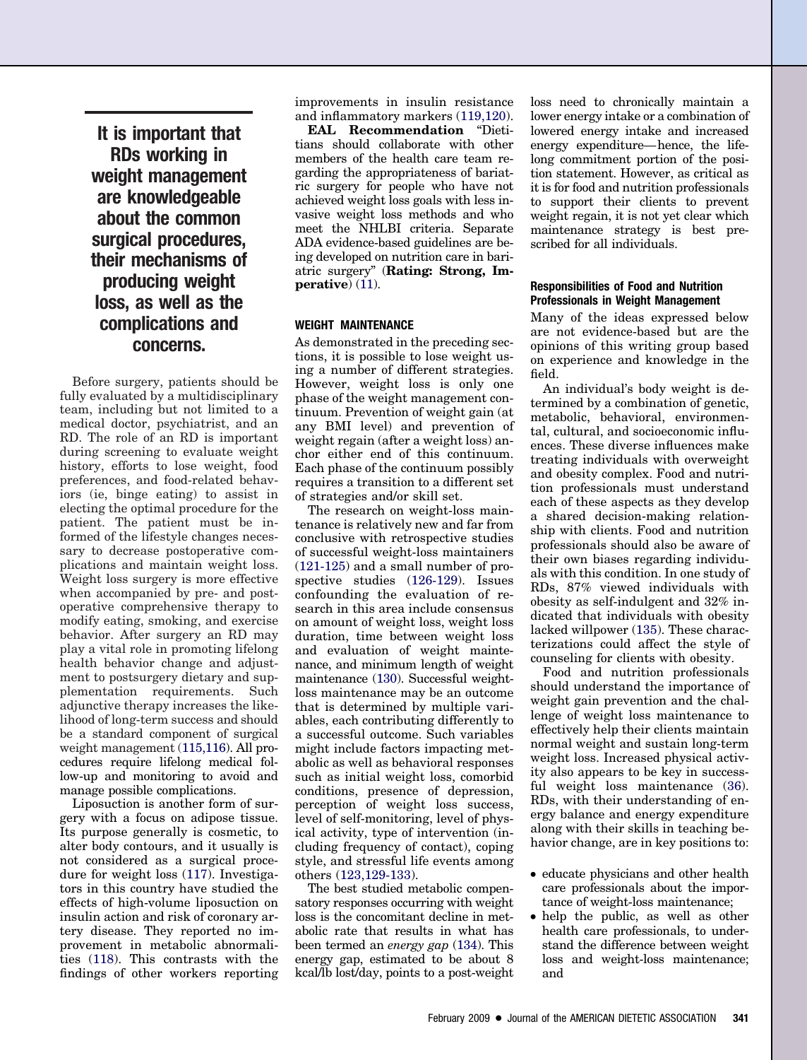**It is important that RDs working in weight management are knowledgeable about the common surgical procedures, their mechanisms of producing weight loss, as well as the complications and concerns.**

Before surgery, patients should be fully evaluated by a multidisciplinary team, including but not limited to a medical doctor, psychiatrist, and an RD. The role of an RD is important during screening to evaluate weight history, efforts to lose weight, food preferences, and food-related behaviors (ie, binge eating) to assist in electing the optimal procedure for the patient. The patient must be informed of the lifestyle changes necessary to decrease postoperative complications and maintain weight loss. Weight loss surgery is more effective when accompanied by pre- and postoperative comprehensive therapy to modify eating, smoking, and exercise behavior. After surgery an RD may play a vital role in promoting lifelong health behavior change and adjustment to postsurgery dietary and supplementation requirements. Such adjunctive therapy increases the likelihood of long-term success and should be a standard component of surgical weight management (115,116). All procedures require lifelong medical follow-up and monitoring to avoid and manage possible complications.

Liposuction is another form of surgery with a focus on adipose tissue. Its purpose generally is cosmetic, to alter body contours, and it usually is not considered as a surgical procedure for weight loss (117). Investigators in this country have studied the effects of high-volume liposuction on insulin action and risk of coronary artery disease. They reported no improvement in metabolic abnormalities (118). This contrasts with the findings of other workers reporting improvements in insulin resistance and inflammatory markers (119,120).

**EAL Recommendation** "Dietitians should collaborate with other members of the health care team regarding the appropriateness of bariatric surgery for people who have not achieved weight loss goals with less invasive weight loss methods and who meet the NHLBI criteria. Separate ADA evidence-based guidelines are being developed on nutrition care in bariatric surgery" (**Rating: Strong, Imperative**) (11).

#### WEIGHT MAINTENANCE

As demonstrated in the preceding sections, it is possible to lose weight using a number of different strategies. However, weight loss is only one phase of the weight management continuum. Prevention of weight gain (at any BMI level) and prevention of weight regain (after a weight loss) anchor either end of this continuum. Each phase of the continuum possibly requires a transition to a different set of strategies and/or skill set.

The research on weight-loss maintenance is relatively new and far from conclusive with retrospective studies of successful weight-loss maintainers (121-125) and a small number of prospective studies (126-129). Issues confounding the evaluation of research in this area include consensus on amount of weight loss, weight loss duration, time between weight loss and evaluation of weight maintenance, and minimum length of weight maintenance (130). Successful weight-loss maintenance may be an outcome that is determined by multiple variables, each contributing differently to a successful outcome. Such variables might include factors impacting metabolic as well as behavioral responses such as initial weight loss, comorbid conditions, presence of depression, perception of weight loss success, level of self-monitoring, level of physical activity, type of intervention (including frequency of contact), coping style, and stressful life events among others (123,129-133).

The best studied metabolic compensatory responses occurring with weight loss is the concomitant decline in metabolic rate that results in what has been termed an *energy gap* (134). This energy gap, estimated to be about 8 kcal/lb lost/day, points to a post-weight loss need to chronically maintain a lower energy intake or a combination of lowered energy intake and increased energy expenditure—hence, the lifelong commitment portion of the position statement. However, as critical as it is for food and nutrition professionals to support their clients to prevent weight regain, it is not yet clear which maintenance strategy is best prescribed for all individuals.

##### Responsibilities of Food and Nutrition Professionals in Weight Management

Many of the ideas expressed below are not evidence-based but are the opinions of this writing group based on experience and knowledge in the field.

An individual's body weight is determined by a combination of genetic, metabolic, behavioral, environmental, cultural, and socioeconomic influences. These diverse influences make treating individuals with overweight and obesity complex. Food and nutrition professionals must understand each of these aspects as they develop a shared decision-making relationship with clients. Food and nutrition professionals should also be aware of their own biases regarding individuals with this condition. In one study of RDs, 87% viewed individuals with obesity as self-indulgent and 32% indicated that individuals with obesity lacked willpower (135). These characterizations could affect the style of counseling for clients with obesity.

Food and nutrition professionals should understand the importance of weight gain prevention and the challenge of weight loss maintenance to effectively help their clients maintain normal weight and sustain long-term weight loss. Increased physical activity also appears to be key in successful weight loss maintenance (36). RDs, with their understanding of energy balance and energy expenditure along with their skills in teaching behavior change, are in key positions to:

- educate physicians and other health care professionals about the importance of weight-loss maintenance;
- help the public, as well as other health care professionals, to understand the difference between weight loss and weight-loss maintenance; and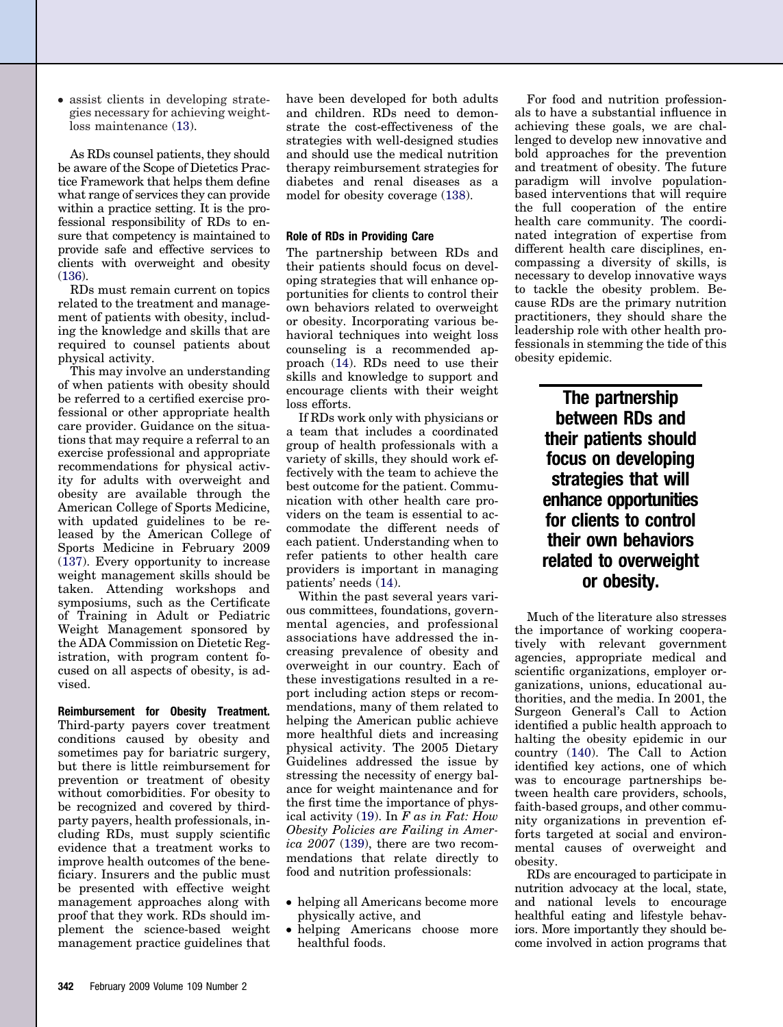- assist clients in developing strategies necessary for achieving weight-loss maintenance (13).

As RDs counsel patients, they should be aware of the Scope of Dietetics Practice Framework that helps them define what range of services they can provide within a practice setting. It is the professional responsibility of RDs to ensure that competency is maintained to provide safe and effective services to clients with overweight and obesity (136).

RDs must remain current on topics related to the treatment and management of patients with obesity, including the knowledge and skills that are required to counsel patients about physical activity.

This may involve an understanding of when patients with obesity should be referred to a certified exercise professional or other appropriate health care provider. Guidance on the situations that may require a referral to an exercise professional and appropriate recommendations for physical activity for adults with overweight and obesity are available through the American College of Sports Medicine, with updated guidelines to be released by the American College of Sports Medicine in February 2009 (137). Every opportunity to increase weight management skills should be taken. Attending workshops and symposiums, such as the Certificate of Training in Adult or Pediatric Weight Management sponsored by the ADA Commission on Dietetic Registration, with program content focused on all aspects of obesity, is advised.

**Reimbursement for Obesity Treatment.** Third-party payers cover treatment conditions caused by obesity and sometimes pay for bariatric surgery, but there is little reimbursement for prevention or treatment of obesity without comorbidities. For obesity to be recognized and covered by third-party payers, health professionals, including RDs, must supply scientific evidence that a treatment works to improve health outcomes of the beneficiary. Insurers and the public must be presented with effective weight management approaches along with proof that they work. RDs should implement the science-based weight management practice guidelines that have been developed for both adults and children. RDs need to demonstrate the cost-effectiveness of the strategies with well-designed studies and should use the medical nutrition therapy reimbursement strategies for diabetes and renal diseases as a model for obesity coverage (138).

### Role of RDs in Providing Care

The partnership between RDs and their patients should focus on developing strategies that will enhance opportunities for clients to control their own behaviors related to overweight or obesity. Incorporating various behavioral techniques into weight loss counseling is a recommended approach (14). RDs need to use their skills and knowledge to support and encourage clients with their weight loss efforts.

If RDs work only with physicians or a team that includes a coordinated group of health professionals with a variety of skills, they should work effectively with the team to achieve the best outcome for the patient. Communication with other health care providers on the team is essential to accommodate the different needs of each patient. Understanding when to refer patients to other health care providers is important in managing patients' needs (14).

Within the past several years various committees, foundations, governmental agencies, and professional associations have addressed the increasing prevalence of obesity and overweight in our country. Each of these investigations resulted in a report including action steps or recommendations, many of them related to helping the American public achieve more healthful diets and increasing physical activity. The 2005 Dietary Guidelines addressed the issue by stressing the necessity of energy balance for weight maintenance and for the first time the importance of physical activity (19). In *F as in Fat: How Obesity Policies are Failing in America 2007* (139), there are two recommendations that relate directly to food and nutrition professionals:

- helping all Americans become more physically active, and
- helping Americans choose more healthful foods.

For food and nutrition professionals to have a substantial influence in achieving these goals, we are challenged to develop new innovative and bold approaches for the prevention and treatment of obesity. The future paradigm will involve population-based interventions that will require the full cooperation of the entire health care community. The coordinated integration of expertise from different health care disciplines, encompassing a diversity of skills, is necessary to develop innovative ways to tackle the obesity problem. Because RDs are the primary nutrition practitioners, they should share the leadership role with other health professionals in stemming the tide of this obesity epidemic.

**The partnership between RDs and their patients should focus on developing strategies that will enhance opportunities for clients to control their own behaviors related to overweight or obesity.**

Much of the literature also stresses the importance of working cooperatively with relevant government agencies, appropriate medical and scientific organizations, employer organizations, unions, educational authorities, and the media. In 2001, the Surgeon General's Call to Action identified a public health approach to halting the obesity epidemic in our country (140). The Call to Action identified key actions, one of which was to encourage partnerships between health care providers, schools, faith-based groups, and other community organizations in prevention efforts targeted at social and environmental causes of overweight and obesity.

RDs are encouraged to participate in nutrition advocacy at the local, state, and national levels to encourage healthful eating and lifestyle behaviors. More importantly they should become involved in action programs that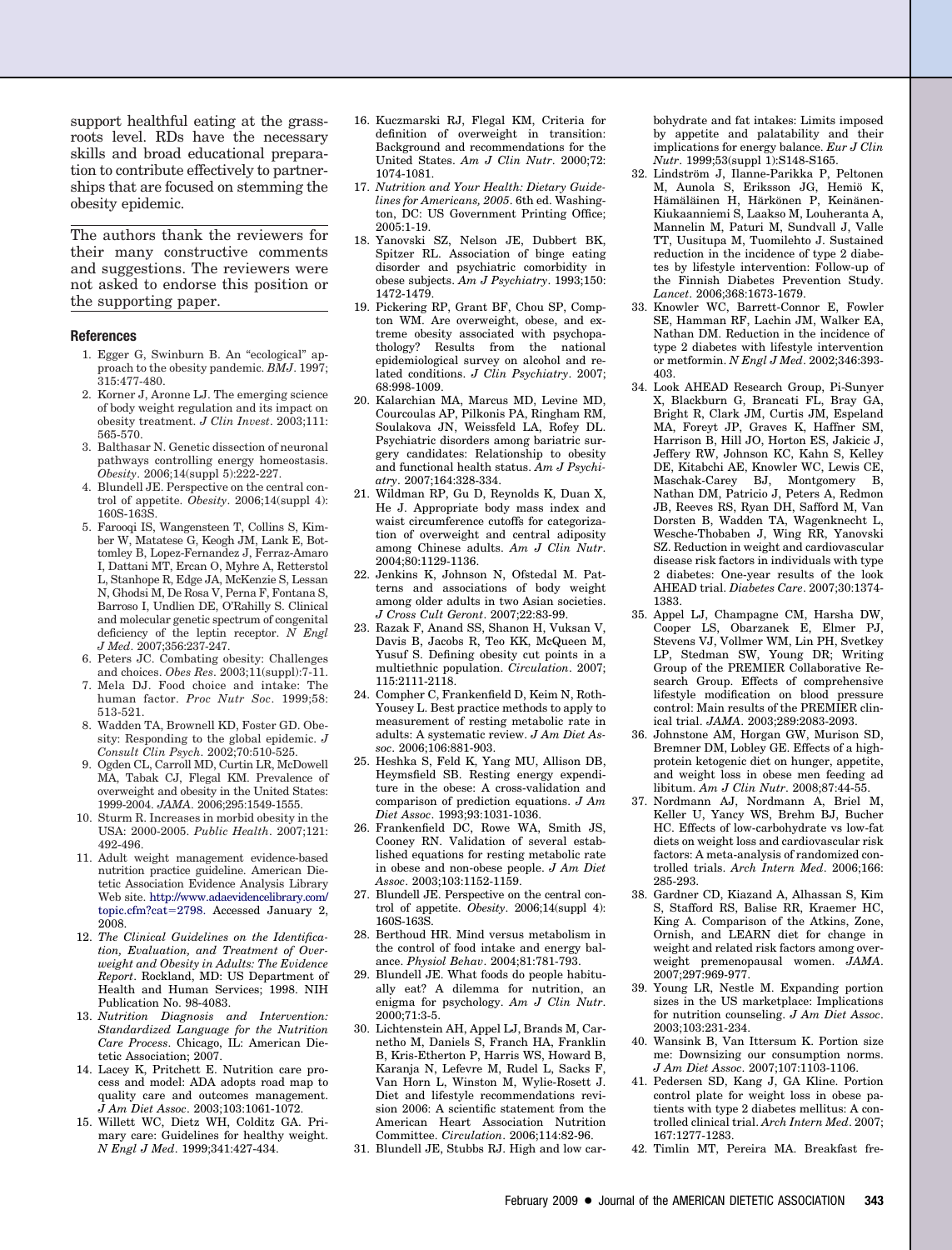support healthful eating at the grassroots level. RDs have the necessary skills and broad educational preparation to contribute effectively to partnerships that are focused on stemming the obesity epidemic.

The authors thank the reviewers for their many constructive comments and suggestions. The reviewers were not asked to endorse this position or the supporting paper.

## References

1. Egger G, Swinburn B. An "ecological" approach to the obesity pandemic. *BMJ*. 1997; 315:477-480.
2. Korner J, Aronne LJ. The emerging science of body weight regulation and its impact on obesity treatment. *J Clin Invest*. 2003;111: 565-570.
3. Balthasar N. Genetic dissection of neuronal pathways controlling energy homeostasis. *Obesity*. 2006;14(suppl 5):222-227.
4. Blundell JE. Perspective on the central control of appetite. *Obesity*. 2006;14(suppl 4): 160S-163S.
5. Farooqi IS, Wangensteen T, Collins S, Kimber W, Matatese G, Keogh JM, Lank E, Bottomley B, Lopez-Fernandez J, Ferraz-Amaro I, Dattani MT, Ercan O, Myhre A, Retterstol L, Stanhope R, Edge JA, McKenzie S, Lessan N, Ghodsi M, De Rosa V, Perna F, Fontana S, Barroso I, Undlien DE, O'Rahilly S. Clinical and molecular genetic spectrum of congenital deficiency of the leptin receptor. *N Engl J Med*. 2007;356:237-247.
6. Peters JC. Combating obesity: Challenges and choices. *Obes Res*. 2003;11(suppl):7-11.
7. Mela DJ. Food choice and intake: The human factor. *Proc Nutr Soc*. 1999;58: 513-521.
8. Wadden TA, Brownell KD, Foster GD. Obesity: Responding to the global epidemic. *J Consult Clin Psych*. 2002;70:510-525.
9. Ogden CL, Carroll MD, Curtin LR, McDowell MA, Tabak CJ, Flegal KM. Prevalence of overweight and obesity in the United States: 1999-2004. *JAMA*. 2006;295:1549-1555.
10. Sturm R. Increases in morbid obesity in the USA: 2000-2005. *Public Health*. 2007;121: 492-496.
11. Adult weight management evidence-based nutrition practice guideline. American Dietetic Association Evidence Analysis Library Web site. http://www.adaevidencelibrary.com/topic.cfm?cat=2798. Accessed January 2, 2008.
12. *The Clinical Guidelines on the Identification, Evaluation, and Treatment of Overweight and Obesity in Adults: The Evidence Report*. Rockland, MD: US Department of Health and Human Services; 1998. NIH Publication No. 98-4083.
13. *Nutrition Diagnosis and Intervention: Standardized Language for the Nutrition Care Process*. Chicago, IL: American Dietetic Association; 2007.
14. Lacey K, Pritchett E. Nutrition care process and model: ADA adopts road map to quality care and outcomes management. *J Am Diet Assoc*. 2003;103:1061-1072.
15. Willett WC, Dietz WH, Colditz GA. Primary care: Guidelines for healthy weight. *N Engl J Med*. 1999;341:427-434.
16. Kuczmarski RJ, Flegal KM, Criteria for definition of overweight in transition: Background and recommendations for the United States. *Am J Clin Nutr*. 2000;72: 1074-1081.
17. *Nutrition and Your Health: Dietary Guidelines for Americans, 2005*. 6th ed. Washington, DC: US Government Printing Office; 2005:1-19.
18. Yanovski SZ, Nelson JE, Dubbert BK, Spitzer RL. Association of binge eating disorder and psychiatric comorbidity in obese subjects. *Am J Psychiatry*. 1993;150: 1472-1479.
19. Pickering RP, Grant BF, Chou SP, Compton WM. Are overweight, obese, and extreme obesity associated with psychopathology? Results from the national epidemiological survey on alcohol and related conditions. *J Clin Psychiatry*. 2007; 68:998-1009.
20. Kalarchian MA, Marcus MD, Levine MD, Courcoulas AP, Pilkonis PA, Ringham RM, Soulakova JN, Weissfeld LA, Rofey DL. Psychiatric disorders among bariatric surgery candidates: Relationship to obesity and functional health status. *Am J Psychiatry*. 2007;164:328-334.
21. Wildman RP, Gu D, Reynolds K, Duan X, He J. Appropriate body mass index and waist circumference cutoffs for categorization of overweight and central adiposity among Chinese adults. *Am J Clin Nutr*. 2004;80:1129-1136.
22. Jenkins K, Johnson N, Ofstedal M. Patterns and associations of body weight among older adults in two Asian societies. *J Cross Cult Geront*. 2007;22:83-99.
23. Razak F, Anand SS, Shanon H, Vuksan V, Davis B, Jacobs R, Teo KK, McQueen M, Yusuf S. Defining obesity cut points in a multiethnic population. *Circulation*. 2007; 115:2111-2118.
24. Compher C, Frankenfield D, Keim N, Roth-Yousey L. Best practice methods to apply to measurement of resting metabolic rate in adults: A systematic review. *J Am Diet Assoc*. 2006;106:881-903.
25. Heshka S, Feld K, Yang MU, Allison DB, Heymsfield SB. Resting energy expenditure in the obese: A cross-validation and comparison of prediction equations. *J Am Diet Assoc*. 1993;93:1031-1036.
26. Frankenfield DC, Rowe WA, Smith JS, Cooney RN. Validation of several established equations for resting metabolic rate in obese and non-obese people. *J Am Diet Assoc*. 2003;103:1152-1159.
27. Blundell JE. Perspective on the central control of appetite. *Obesity*. 2006;14(suppl 4): 160S-163S.
28. Berthoud HR. Mind versus metabolism in the control of food intake and energy balance. *Physiol Behav*. 2004;81:781-793.
29. Blundell JE. What foods do people habitually eat? A dilemma for nutrition, an enigma for psychology. *Am J Clin Nutr*. 2000;71:3-5.
30. Lichtenstein AH, Appel LJ, Brands M, Carnetho M, Daniels S, Franch HA, Franklin B, Kris-Etherton P, Harris WS, Howard B, Karanja N, Lefevre M, Rudel L, Sacks F, Van Horn L, Winston M, Wylie-Rosett J. Diet and lifestyle recommendations revision 2006: A scientific statement from the American Heart Association Nutrition Committee. *Circulation*. 2006;114:82-96.
31. Blundell JE, Stubbs RJ. High and low carbohydrate and fat intakes: Limits imposed by appetite and palatability and their implications for energy balance. *Eur J Clin Nutr*. 1999;53(suppl 1):S148-S165.
32. Lindström J, Ilanne-Parikka P, Peltonen M, Aunola S, Eriksson JG, Hemiö K, Hämäläinen H, Härkönen P, Keinänen-Kiukaanniemi S, Laakso M, Louheranta A, Mannelin M, Paturi M, Sundvall J, Valle TT, Uusitupa M, Tuomilehto J. Sustained reduction in the incidence of type 2 diabetes by lifestyle intervention: Follow-up of the Finnish Diabetes Prevention Study. *Lancet*. 2006;368:1673-1679.
33. Knowler WC, Barrett-Connor E, Fowler SE, Hamman RF, Lachin JM, Walker EA, Nathan DM. Reduction in the incidence of type 2 diabetes with lifestyle intervention or metformin. *N Engl J Med*. 2002;346:393-403.
34. Look AHEAD Research Group, Pi-Sunyer X, Blackburn G, Brancati FL, Bray GA, Bright R, Clark JM, Curtis JM, Espeland MA, Foreyt JP, Graves K, Haffner SM, Harrison B, Hill JO, Horton ES, Jakicic J, Jeffery RW, Johnson KC, Kahn S, Kelley DE, Kitabchi AE, Knowler WC, Lewis CE, Maschak-Carey BJ, Montgomery B, Nathan DM, Patricio J, Peters A, Redmon JB, Reeves RS, Ryan DH, Safford M, Van Dorsten B, Wadden TA, Wagenknecht L, Wesche-Thobaben J, Wing RR, Yanovski SZ. Reduction in weight and cardiovascular disease risk factors in individuals with type 2 diabetes: One-year results of the look AHEAD trial. *Diabetes Care*. 2007;30:1374-1383.
35. Appel LJ, Champagne CM, Harsha DW, Cooper LS, Obarzanek E, Elmer PJ, Stevens VJ, Vollmer WM, Lin PH, Svetkey LP, Stedman SW, Young DR; Writing Group of the PREMIER Collaborative Research Group. Effects of comprehensive lifestyle modification on blood pressure control: Main results of the PREMIER clinical trial. *JAMA*. 2003;289:2083-2093.
36. Johnstone AM, Horgan GW, Murison SD, Bremner DM, Lobley GE. Effects of a high-protein ketogenic diet on hunger, appetite, and weight loss in obese men feeding ad libitum. *Am J Clin Nutr*. 2008;87:44-55.
37. Nordmann AJ, Nordmann A, Briel M, Keller U, Yancy WS, Brehm BJ, Bucher HC. Effects of low-carbohydrate vs low-fat diets on weight loss and cardiovascular risk factors: A meta-analysis of randomized controlled trials. *Arch Intern Med*. 2006;166: 285-293.
38. Gardner CD, Kiazand A, Alhassan S, Kim S, Stafford RS, Balise RR, Kraemer HC, King A. Comparison of the Atkins, Zone, Ornish, and LEARN diet for change in weight and related risk factors among overweight premenopausal women. *JAMA*. 2007;297:969-977.
39. Young LR, Nestle M. Expanding portion sizes in the US marketplace: Implications for nutrition counseling. *J Am Diet Assoc*. 2003;103:231-234.
40. Wansink B, Van Ittersum K. Portion size me: Downsizing our consumption norms. *J Am Diet Assoc*. 2007;107:1103-1106.
41. Pedersen SD, Kang J, GA Kline. Portion control plate for weight loss in obese patients with type 2 diabetes mellitus: A controlled clinical trial. *Arch Intern Med*. 2007; 167:1277-1283.
42. Timlin MT, Pereira MA. Breakfast fre-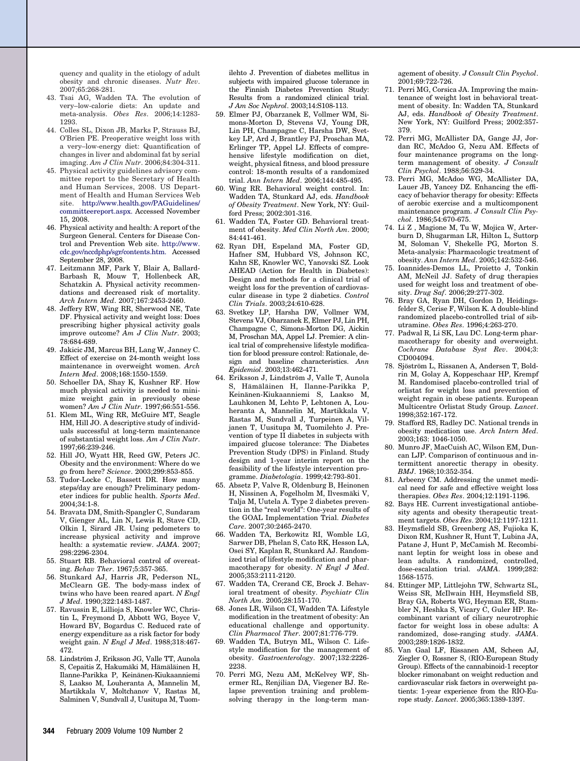quency and quality in the etiology of adult obesity and chronic diseases. *Nutr Rev*. 2007;65:268-281.

43. Tsai AG, Wadden TA. The evolution of very–low-calorie diets: An update and meta-analysis. *Obes Res*. 2006;14:1283-1293.
44. Colles SL, Dixon JB, Marks P, Strauss BJ, O'Brien PE. Preoperative weight loss with a very–low-energy diet: Quantification of changes in liver and abdominal fat by serial imaging. *Am J Clin Nutr*. 2006;84:304-311.
45. Physical activity guidelines advisory committee report to the Secretary of Health and Human Services, 2008. US Department of Health and Human Services Web site. http://www.health.gov/PAGuidelines/committeereport.aspx. Accessed November 15, 2008.
46. Physical activity and health: A report of the Surgeon General. Centers for Disease Control and Prevention Web site. http://www.cdc.gov/nccdphp/sgr/contents.htm. Accessed September 28, 2008.
47. Leitzmann MF, Park Y, Blair A, Ballard-Barbash R, Mouw T, Hollenbeck AR, Schatzkin A. Physical activity recommendations and decreased risk of mortality. *Arch Intern Med*. 2007;167:2453-2460.
48. Jeffery RW, Wing RR, Sherwood NE, Tate DF. Physical activity and weight loss: Does prescribing higher physical activity goals improve outcome? *Am J Clin Nutr*. 2003; 78:684-689.
49. Jakicic JM, Marcus BH, Lang W, Janney C. Effect of exercise on 24-month weight loss maintenance in overweight women. *Arch Intern Med*. 2008;168:1550-1559.
50. Schoeller DA, Shay K, Kushner RF. How much physical activity is needed to minimize weight gain in previously obese women? *Am J Clin Nutr*. 1997;66:551-556.
51. Klem ML, Wing RR, McGuire MT, Seagle HM, Hill JO. A descriptive study of individuals successful at long-term maintenance of substantial weight loss. *Am J Clin Nutr*. 1997;66:239-246.
52. Hill JO, Wyatt HR, Reed GW, Peters JC. Obesity and the environment: Where do we go from here? *Science*. 2003;299:853-855.
53. Tudor-Locke C, Bassett DR. How many steps/day are enough? Preliminary pedometer indices for public health. *Sports Med*. 2004;34:1-8.
54. Bravata DM, Smith-Spangler C, Sundaram V, Gienger AL, Lin N, Lewis R, Stave CD, Olkin I, Sirard JR. Using pedometers to increase physical activity and improve health: a systematic review. *JAMA*. 2007; 298:2296-2304.
55. Stuart RB. Behavioral control of overeating. *Behav Ther*. 1967;5:357-365.
56. Stunkard AJ, Harris JR, Pederson NL, McClearn GE. The body-mass index of twins who have been reared apart. *N Engl J Med*. 1990;322:1483-1487.
57. Ravussin E, Lillioja S, Knowler WC, Christin L, Freymond D, Abbott WG, Boyce V, Howard BV, Bogardus C. Reduced rate of energy expenditure as a risk factor for body weight gain. *N Engl J Med*. 1988;318:467-472.
58. Lindström J, Eriksson JG, Valle TT, Aunola S, Cepaitis Z, Hakumäki M, Hämäläinen H, Ilanne-Parikka P, Keinänen-Kiukaanniemi S, Laakso M, Louheranta A, Mannelin M, Martikkala V, Moltchanov V, Rastas M, Salminen V, Sundvall J, Uusitupa M, Tuomilehto J. Prevention of diabetes mellitus in subjects with impaired glucose tolerance in the Finnish Diabetes Prevention Study: Results from a randomized clinical trial. *J Am Soc Nephrol*. 2003;14:S108-113.
59. Elmer PJ, Obarzanek E, Vollmer WM, Simons-Morton D, Stevens VJ, Young DR, Lin PH, Champagne C, Harsha DW, Svetkey LP, Ard J, Brantley PJ, Proschan MA, Erlinger TP, Appel LJ. Effects of comprehensive lifestyle modification on diet, weight, physical fitness, and blood pressure control: 18-month results of a randomized trial. *Ann Intern Med*. 2006;144:485-495.
60. Wing RR. Behavioral weight control. In: Wadden TA, Stunkard AJ, eds. *Handbook of Obesity Treatment*. New York, NY: Guilford Press; 2002:301-316.
61. Wadden TA, Foster GD. Behavioral treatment of obesity. *Med Clin North Am*. 2000; 84:441-461.
62. Ryan DH, Espeland MA, Foster GD, Hafner SM, Hubbard VS, Johnson KC, Kahn SE, Knowler WC, Yanovski SZ. Look AHEAD (Action for Health in Diabetes): Design and methods for a clinical trial of weight loss for the prevention of cardiovascular disease in type 2 diabetics. *Control Clin Trials*. 2003;24:610-628.
63. Svetkey LP, Harsha DW, Vollmer WM, Stevens VJ, Obarzanek E, Elmer PJ, Lin PH, Champagne C, Simons-Morton DG, Aickin M, Proschan MA, Appel LJ. Premier: A clinical trial of comprehensive lifestyle modification for blood pressure control: Rationale, design and baseline characteristics. *Ann Epidemiol*. 2003;13:462-471.
64. Eriksson J, Lindström J, Valle T, Aunola S, Hämäläinen H, Ilanne-Parikka P, Keinänen-Kiukaanniemi S, Laakso M, Lauhkonen M, Lehto P, Lehtonen A, Louheranta A, Mannelin M, Martikkala V, Rastas M, Sundvall J, Turpeinen A, Viljanen T, Uusitupa M, Tuomilehto J. Prevention of type II diabetes in subjects with impaired glucose tolerance: The Diabetes Prevention Study (DPS) in Finland. Study design and 1-year interim report on the feasibility of the lifestyle intervention programme. *Diabetologia*. 1999;42:793-801.
65. Absetz P, Valve R, Oldenburg B, Heinonen H, Nissinen A, Fogelholm M, Ilvesmäki V, Talja M, Uutela A. Type 2 diabetes prevention in the "real world": One-year results of the GOAL Implementation Trial. *Diabetes Care*. 2007;30:2465-2470.
66. Wadden TA, Berkowitz RI, Womble LG, Sarwer DB, Phelan S, Cato RK, Hesson LA, Osei SY, Kaplan R, Stunkard AJ. Randomized trial of lifestyle modification and pharmacotherapy for obesity. *N Engl J Med*. 2005;353:2111-2120.
67. Wadden TA, Crerand CE, Brock J. Behavioral treatment of obesity. *Psychiatr Clin North Am*. 2005;28:151-170.
68. Jones LR, Wilson CI, Wadden TA. Lifestyle modification in the treatment of obesity: An educational challenge and opportunity. *Clin Pharmacol Ther*. 2007;81:776-779.
69. Wadden TA, Butryn ML, Wilson C. Lifestyle modification for the management of obesity. *Gastroenterology*. 2007;132:2226-2238.
70. Perri MG, Nezu AM, McKelvey WF, Shermer RL, Renjilian DA, Viegener BJ. Relapse prevention training and problem-solving therapy in the long-term management of obesity. *J Consult Clin Psychol*. 2001;69:722-726.
71. Perri MG, Corsica JA. Improving the maintenance of weight lost in behavioral treatment of obesity. In: Wadden TA, Stunkard AJ, eds. *Handbook of Obesity Treatment*. New York, NY: Guilford Press; 2002:357-379.
72. Perri MG, McAllister DA, Gange JJ, Jordan RC, McAdoo G, Nezu AM. Effects of four maintenance programs on the long-term management of obesity. *J Consult Clin Psychol*. 1988;56:529-34.
73. Perri MG, McAdoo WG, McAllister DA, Lauer JB, Yancey DZ. Enhancing the efficacy of behavior therapy for obesity: Effects of aerobic exercise and a multicomponent maintenance program. *J Consult Clin Psychol*. 1986;54:670-675.
74. Li Z , Magione M, Tu W, Mojica W, Arterburn D, Shugarman LR, Hilton L, Suttorp M, Soloman V, Shekelle PG, Morton S. Meta-analysis: Pharmacologic treatment of obesity. *Ann Intern Med*. 2005;142:532-546.
75. Ioannides-Demos LL, Proietto J, Tonkin AM, McNeil JJ. Safety of drug therapies used for weight loss and treatment of obesity. *Drug Saf*. 2006;29:277-302.
76. Bray GA, Ryan DH, Gordon D, Heidingsfelder S, Cerise F, Wilson K. A double-blind randomized placebo-controlled trial of sibutramine. *Obes Res*. 1996;4:263-270.
77. Padwal R, Li SK, Lau DC. Long-term pharmacotherapy for obesity and overweight. *Cochrane Database Syst Rev*. 2004;3: CD004094.
78. Sjöström L, Rissanen A, Andersen T, Boldrin M, Golay A, Koppeschaar HP, Krempf M. Randomised placebo-controlled trial of orlistat for weight loss and prevention of weight regain in obese patients. European Multicentre Orlistat Study Group. *Lancet*. 1998;352:167-172.
79. Stafford RS, Radley DC. National trends in obesity medication use. *Arch Intern Med*. 2003;163: 1046-1050.
80. Munro JF, MacCuish AC, Wilson EM, Duncan LJP. Comparison of continuous and intermittent anorectic therapy in obesity. *BMJ*. 1968;10:352-354.
81. Arbeeny CM. Addressing the unmet medical need for safe and effective weight loss therapies. *Obes Res*. 2004;12:1191-1196.
82. Bays HE. Current investigational antiobesity agents and obesity therapeutic treatment targets. *Obes Res*. 2004;12:1197-1211.
83. Heymsfield SB, Greenberg AS, Fujioka K, Dixon RM, Kushner R, Hunt T, Lubina JA, Patane J, Hunt P, McCamish M. Recombinant leptin for weight loss in obese and lean adults. A randomized, controlled, dose-escalation trial. *JAMA*. 1999;282: 1568-1575.
84. Ettinger MP, Littlejohn TW, Schwartz SL, Weiss SR, McIlwain HH, Heymsfield SB, Bray GA, Roberts WG, Heyman ER, Stambler N, Heshka S, Vicary C, Guler HP. Recombinant variant of ciliary neurotrophic factor for weight loss in obese adults: A randomized, dose-ranging study. *JAMA*. 2003;289:1826-1832.
85. Van Gaal LF, Rissanen AM, Scheen AJ, Ziegler O, Rossner S, (RIO-European Study Group). Effects of the cannabinoid-1 receptor blocker rimonabant on weight reduction and cardiovascular risk factors in overweight patients: 1-year experience from the RIO-Europe study. *Lancet*. 2005;365:1389-1397.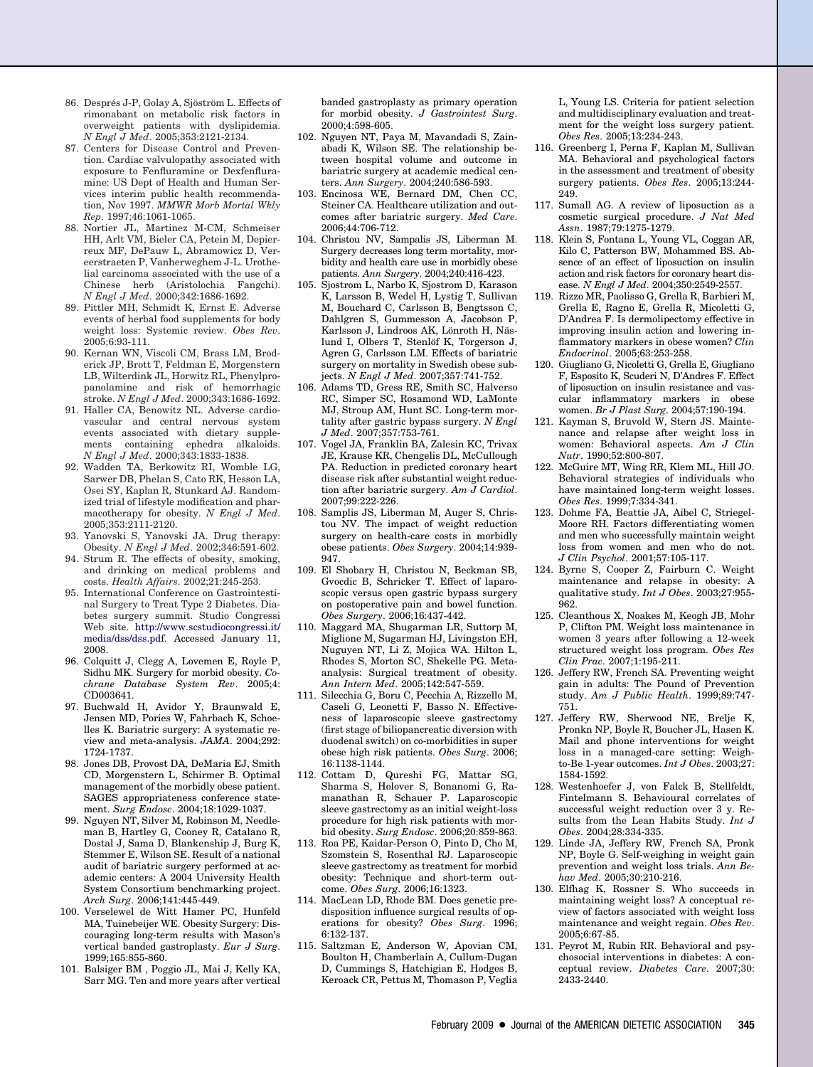86. Després J-P, Golay A, Sjöström L. Effects of rimonabant on metabolic risk factors in overweight patients with dyslipidemia. *N Engl J Med*. 2005;353:2121-2134.
87. Centers for Disease Control and Prevention. Cardiac valvulopathy associated with exposure to Fenfluramine or Dexfenfluramine: US Dept of Health and Human Services interim public health recommendation, Nov 1997. *MMWR Morb Mortal Wkly Rep*. 1997;46:1061-1065.
88. Nortier JL, Martinez M-CM, Schmeiser HH, Arlt VM, Bieler CA, Petein M, Depierreux MF, DePauw L, Abramowicz D, Vereerstraeten P, Vanherweghem J-L. Urothelial carcinoma associated with the use of a Chinese herb (Aristolochia Fangchi). *N Engl J Med*. 2000;342:1686-1692.
89. Pittler MH, Schmidt K, Ernst E. Adverse events of herbal food supplements for body weight loss: Systemic review. *Obes Rev*. 2005;6:93-111.
90. Kernan WN, Viscoli CM, Brass LM, Broderick JP, Brott T, Feldman E, Morgenstern LB, Wilterdink JL, Horwitz RL, Phenylpropanolamine and risk of hemorrhagic stroke. *N Engl J Med*. 2000;343:1686-1692.
91. Haller CA, Benowitz NL. Adverse cardiovascular and central nervous system events associated with dietary supplements containing ephedra alkaloids. *N Engl J Med*. 2000;343:1833-1838.
92. Wadden TA, Berkowitz RI, Womble LG, Sarwer DB, Phelan S, Cato RK, Hesson LA, Osei SY, Kaplan R, Stunkard AJ. Randomized trial of lifestyle modification and pharmacotherapy for obesity. *N Engl J Med*. 2005;353:2111-2120.
93. Yanovski S, Yanovski JA. Drug therapy: Obesity. *N Engl J Med*. 2002;346:591-602.
94. Strum R. The effects of obesity, smoking, and drinking on medical problems and costs. *Health Affairs*. 2002;21:245-253.
95. International Conference on Gastrointestinal Surgery to Treat Type 2 Diabetes. Diabetes surgery summit. Studio Congressi Web site. http://www.scstudiocongressi.it/media/dss/dss.pdf. Accessed January 11, 2008.
96. Colquitt J, Clegg A, Lovemen E, Royle P, Sidhu MK. Surgery for morbid obesity. *Cochrane Database System Rev*. 2005;4: CD003641.
97. Buchwald H, Avidor Y, Braunwald E, Jensen MD, Pories W, Fahrbach K, Schoelles K. Bariatric surgery: A systematic review and meta-analysis. *JAMA*. 2004;292: 1724-1737.
98. Jones DB, Provost DA, DeMaria EJ, Smith CD, Morgenstern L, Schirmer B. Optimal management of the morbidly obese patient. SAGES appropriateness conference statement. *Surg Endosc*. 2004;18:1029-1037.
99. Nguyen NT, Silver M, Robinson M, Needleman B, Hartley G, Cooney R, Catalano R, Dostal J, Sama D, Blankenship J, Burg K, Stemmer E, Wilson SE. Result of a national audit of bariatric surgery performed at academic centers: A 2004 University Health System Consortium benchmarking project. *Arch Surg*. 2006;141:445-449.
100. Verselewel de Witt Hamer PC, Hunfeld MA, Tuinebeijer WE. Obesity Surgery: Discouraging long-term results with Mason's vertical banded gastroplasty. *Eur J Surg*. 1999;165:855-860.
101. Balsiger BM , Poggio JL, Mai J, Kelly KA, Sarr MG. Ten and more years after vertical banded gastroplasty as primary operation for morbid obesity. *J Gastrointest Surg*. 2000;4:598-605.
102. Nguyen NT, Paya M, Mavandadi S, Zainabadi K, Wilson SE. The relationship between hospital volume and outcome in bariatric surgery at academic medical centers. *Ann Surgery*. 2004;240:586-593.
103. Encinosa WE, Bernard DM, Chen CC, Steiner CA. Healthcare utilization and outcomes after bariatric surgery. *Med Care*. 2006;44:706-712.
104. Christou NV, Sampalis JS, Liberman M. Surgery decreases long term mortality, morbidity and health care use in morbidly obese patients. *Ann Surgery*. 2004;240:416-423.
105. Sjostrom L, Narbo K, Sjostrom D, Karason K, Larsson B, Wedel H, Lystig T, Sullivan M, Bouchard C, Carlsson B, Bengtsson C, Dahlgren S, Gummesson A, Jacobson P, Karlsson J, Lindroos AK, Lönroth H, Näslund I, Olbers T, Stenlöf K, Torgerson J, Agren G, Carlsson LM. Effects of bariatric surgery on mortality in Swedish obese subjects. *N Engl J Med*. 2007;357:741-752.
106. Adams TD, Gress RE, Smith SC, Halverso RC, Simper SC, Rosamond WD, LaMonte MJ, Stroup AM, Hunt SC. Long-term mortality after gastric bypass surgery. *N Engl J Med*. 2007;357:753-761.
107. Vogel JA, Franklin BA, Zalesin KC, Trivax JE, Krause KR, Chengelis DL, McCullough PA. Reduction in predicted coronary heart disease risk after substantial weight reduction after bariatric surgery. *Am J Cardiol*. 2007;99:222-226.
108. Samplis JS, Liberman M, Auger S, Christou NV. The impact of weight reduction surgery on health-care costs in morbidly obese patients. *Obes Surgery*. 2004;14:939-947.
109. El Shobary H, Christou N, Beckman SB, Gvocdic B, Schricker T. Effect of laparoscopic versus open gastric bypass surgery on postoperative pain and bowel function. *Obes Surgery*. 2006;16:437-442.
110. Maggard MA, Shugarman LR, Suttorp M, Miglione M, Sugarman HJ, Livingston EH, Nuguyen NT, Li Z, Mojica WA. Hilton L, Rhodes S, Morton SC, Shekelle PG. Meta-analysis: Surgical treatment of obesity. *Ann Intern Med*. 2005;142:547-559.
111. Silecchia G, Boru C, Pecchia A, Rizzello M, Caseli G, Leonetti F, Basso N. Effectiveness of laparoscopic sleeve gastrectomy (first stage of biliopancreatic diversion with duodenal switch) on co-morbidities in super obese high risk patients. *Obes Surg*. 2006; 16:1138-1144.
112. Cottam D, Qureshi FG, Mattar SG, Sharma S, Holover S, Bonanomi G, Ramanathan R, Schauer P. Laparoscopic sleeve gastrectomy as an initial weight-loss procedure for high risk patients with morbid obesity. *Surg Endosc*. 2006;20:859-863.
113. Roa PE, Kaidar-Person O, Pinto D, Cho M, Szomstein S, Rosenthal RJ. Laparoscopic sleeve gastrectomy as treatment for morbid obesity: Technique and short-term outcome. *Obes Surg*. 2006;16:1323.
114. MacLean LD, Rhode BM. Does genetic predisposition influence surgical results of operations for obesity? *Obes Surg*. 1996; 6:132-137.
115. Saltzman E, Anderson W, Apovian CM, Boulton H, Chamberlain A, Cullum-Dugan D, Cummings S, Hatchigian E, Hodges B, Keroack CR, Pettus M, Thomason P, Veglia L, Young LS. Criteria for patient selection and multidisciplinary evaluation and treatment for the weight loss surgery patient. *Obes Res*. 2005;13:234-243.
116. Greenberg I, Perna F, Kaplan M, Sullivan MA. Behavioral and psychological factors in the assessment and treatment of obesity surgery patients. *Obes Res*. 2005;13:244-249.
117. Sumall AG. A review of liposuction as a cosmetic surgical procedure. *J Nat Med Assn*. 1987;79:1275-1279.
118. Klein S, Fontana L, Young VL, Coggan AR, Kilo C, Patterson BW, Mohammed BS. Absence of an effect of liposuction on insulin action and risk factors for coronary heart disease. *N Engl J Med*. 2004;350:2549-2557.
119. Rizzo MR, Paolisso G, Grella R, Barbieri M, Grella E, Ragno E, Grella R, Micoletti G, D'Andrea F. Is dermolipectomy effective in improving insulin action and lowering inflammatory markers in obese women? *Clin Endocrinol*. 2005;63:253-258.
120. Giugliano G, Nicoletti G, Grella E, Giugliano F, Esposito K, Scuderi N, D'Andres F. Effect of liposuction on insulin resistance and vascular inflammatory markers in obese women. *Br J Plast Surg*. 2004;57:190-194.
121. Kayman S, Bruvold W, Stern JS. Maintenance and relapse after weight loss in women: Behavioral aspects. *Am J Clin Nutr*. 1990;52:800-807.
122. McGuire MT, Wing RR, Klem ML, Hill JO. Behavioral strategies of individuals who have maintained long-term weight losses. *Obes Res*. 1999;7:334-341.
123. Dohme FA, Beattie JA, Aibel C, Striegel-Moore RH. Factors differentiating women and men who successfully maintain weight loss from women and men who do not. *J Clin Psychol*. 2001;57:105-117.
124. Byrne S, Cooper Z, Fairburn C. Weight maintenance and relapse in obesity: A qualitative study. *Int J Obes*. 2003;27:955-962.
125. Cleanthous X, Noakes M, Keogh JB, Mohr P, Clifton PM. Weight loss maintenance in women 3 years after following a 12-week structured weight loss program. *Obes Res Clin Prac*. 2007;1:195-211.
126. Jeffery RW, French SA. Preventing weight gain in adults: The Pound of Prevention study. *Am J Public Health*. 1999;89:747-751.
127. Jeffery RW, Sherwood NE, Brelje K, Pronkn NP, Boyle R, Boucher JL, Hasen K. Mail and phone interventions for weight loss in a managed-care setting: Weigh-to-Be 1-year outcomes. *Int J Obes*. 2003;27: 1584-1592.
128. Westenhoefer J, von Falck B, Stellfeldt, Fintelmann S. Behavioural correlates of successful weight reduction over 3 y. Results from the Lean Habits Study. *Int J Obes*. 2004;28:334-335.
129. Linde JA, Jeffery RW, French SA, Pronk NP, Boyle G. Self-weighing in weight gain prevention and weight loss trials. *Ann Behav Med*. 2005;30:210-216.
130. Elfhag K, Rossner S. Who succeeds in maintaining weight loss? A conceptual review of factors associated with weight loss maintenance and weight regain. *Obes Rev*. 2005;6:67-85.
131. Peyrot M, Rubin RR. Behavioral and psychosocial interventions in diabetes: A conceptual review. *Diabetes Care*. 2007;30: 2433-2440.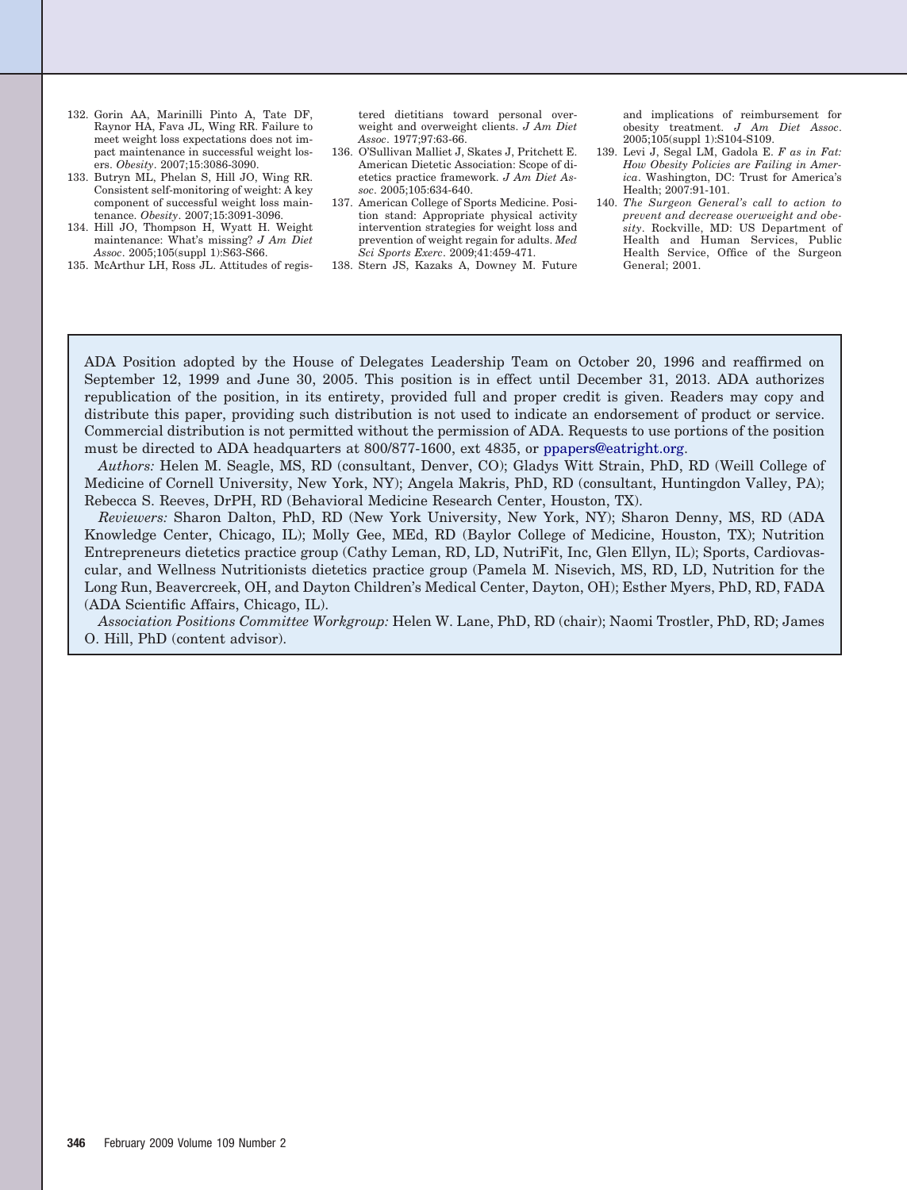132. Gorin AA, Marinilli Pinto A, Tate DF, Raynor HA, Fava JL, Wing RR. Failure to meet weight loss expectations does not impact maintenance in successful weight losers. *Obesity*. 2007;15:3086-3090.
133. Butryn ML, Phelan S, Hill JO, Wing RR. Consistent self-monitoring of weight: A key component of successful weight loss maintenance. *Obesity*. 2007;15:3091-3096.
134. Hill JO, Thompson H, Wyatt H. Weight maintenance: What's missing? *J Am Diet Assoc*. 2005;105(suppl 1):S63-S66.
135. McArthur LH, Ross JL. Attitudes of registered dietitians toward personal overweight and overweight clients. *J Am Diet Assoc*. 1977;97:63-66.
136. O'Sullivan Malliet J, Skates J, Pritchett E. American Dietetic Association: Scope of dietetics practice framework. *J Am Diet Assoc*. 2005;105:634-640.
137. American College of Sports Medicine. Position stand: Appropriate physical activity intervention strategies for weight loss and prevention of weight regain for adults. *Med Sci Sports Exerc*. 2009;41:459-471.
138. Stern JS, Kazaks A, Downey M. Future and implications of reimbursement for obesity treatment. *J Am Diet Assoc*. 2005;105(suppl 1):S104-S109.
139. Levi J, Segal LM, Gadola E. *F as in Fat: How Obesity Policies are Failing in America*. Washington, DC: Trust for America's Health; 2007:91-101.
140. *The Surgeon General's call to action to prevent and decrease overweight and obesity*. Rockville, MD: US Department of Health and Human Services, Public Health Service, Office of the Surgeon General; 2001.

ADA Position adopted by the House of Delegates Leadership Team on October 20, 1996 and reaffirmed on September 12, 1999 and June 30, 2005. This position is in effect until December 31, 2013. ADA authorizes republication of the position, in its entirety, provided full and proper credit is given. Readers may copy and distribute this paper, providing such distribution is not used to indicate an endorsement of product or service. Commercial distribution is not permitted without the permission of ADA. Requests to use portions of the position must be directed to ADA headquarters at 800/877-1600, ext 4835, or ppapers@eatright.org.

*Authors:* Helen M. Seagle, MS, RD (consultant, Denver, CO); Gladys Witt Strain, PhD, RD (Weill College of Medicine of Cornell University, New York, NY); Angela Makris, PhD, RD (consultant, Huntingdon Valley, PA); Rebecca S. Reeves, DrPH, RD (Behavioral Medicine Research Center, Houston, TX).

*Reviewers:* Sharon Dalton, PhD, RD (New York University, New York, NY); Sharon Denny, MS, RD (ADA Knowledge Center, Chicago, IL); Molly Gee, MEd, RD (Baylor College of Medicine, Houston, TX); Nutrition Entrepreneurs dietetics practice group (Cathy Leman, RD, LD, NutriFit, Inc, Glen Ellyn, IL); Sports, Cardiovascular, and Wellness Nutritionists dietetics practice group (Pamela M. Nisevich, MS, RD, LD, Nutrition for the Long Run, Beavercreek, OH, and Dayton Children's Medical Center, Dayton, OH); Esther Myers, PhD, RD, FADA (ADA Scientific Affairs, Chicago, IL).

*Association Positions Committee Workgroup:* Helen W. Lane, PhD, RD (chair); Naomi Trostler, PhD, RD; James O. Hill, PhD (content advisor).